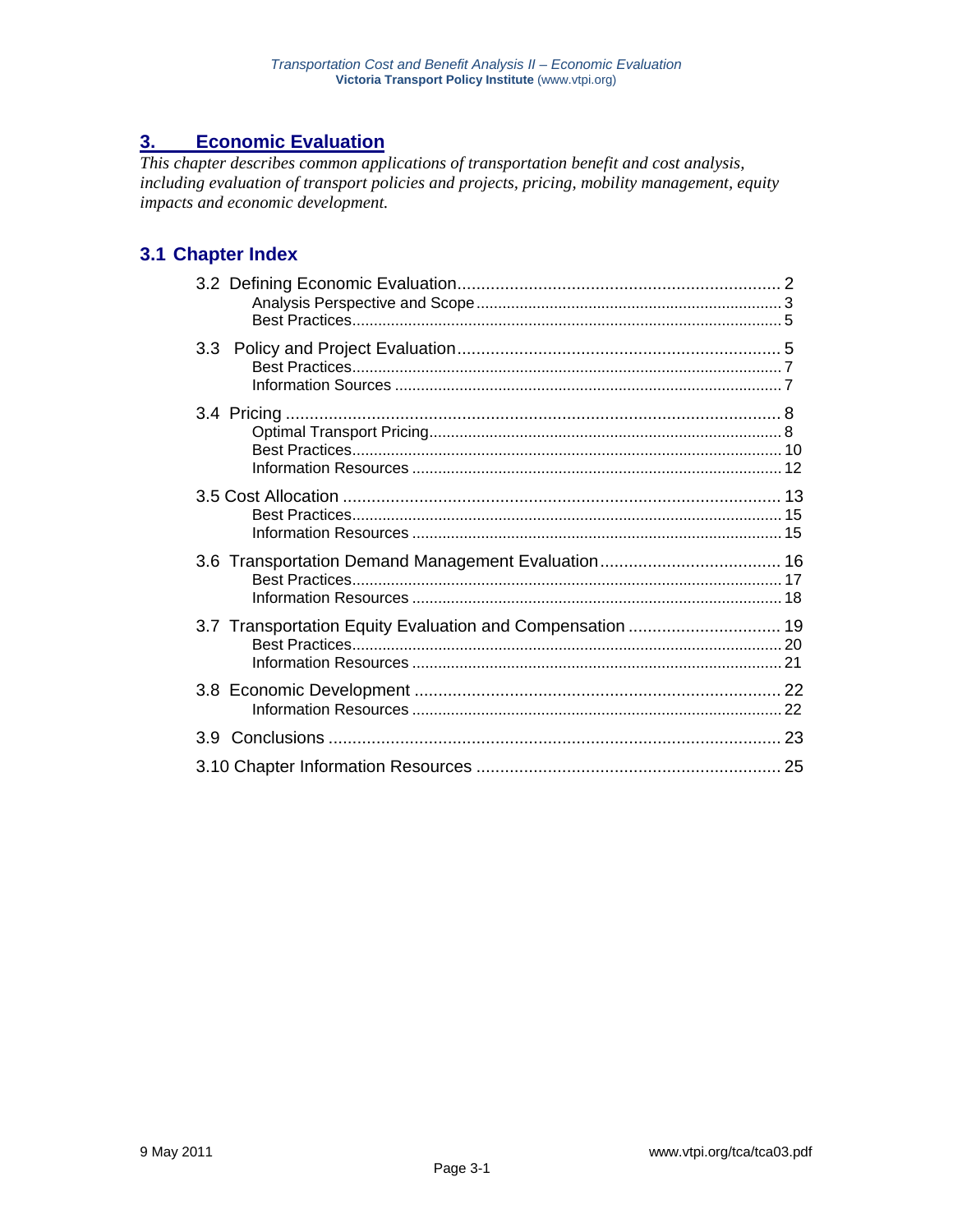# 3. Economic Evaluation

*This chapter describes common applications of transportation benefit and cost analysis, including evaluation of transport policies and projects, pricing, mobility management, equity impacts and economic development.*

## 3.1 Chapter Index

3.2 Defining Economic Evaluation .................................................................... 2
- Analysis Perspective and Scope ........................................................ 3
- Best Practices ................................................................................... 5

3.3 Policy and Project Evaluation .................................................................... 5
- Best Practices ................................................................................... 7
- Information Sources .......................................................................... 7

3.4 Pricing ........................................................................................................ 8
- Optimal Transport Pricing .................................................................. 8
- Best Practices ................................................................................... 10
- Information Resources ...................................................................... 12

3.5 Cost Allocation ............................................................................................ 13
- Best Practices ................................................................................... 15
- Information Resources ...................................................................... 15

3.6 Transportation Demand Management Evaluation ...................................... 16
- Best Practices ................................................................................... 17
- Information Resources ...................................................................... 18

3.7 Transportation Equity Evaluation and Compensation ................................ 19
- Best Practices ................................................................................... 20
- Information Resources ...................................................................... 21

3.8 Economic Development ............................................................................. 22
- Information Resources ...................................................................... 22

3.9 Conclusions ................................................................................................ 23

3.10 Chapter Information Resources ................................................................ 25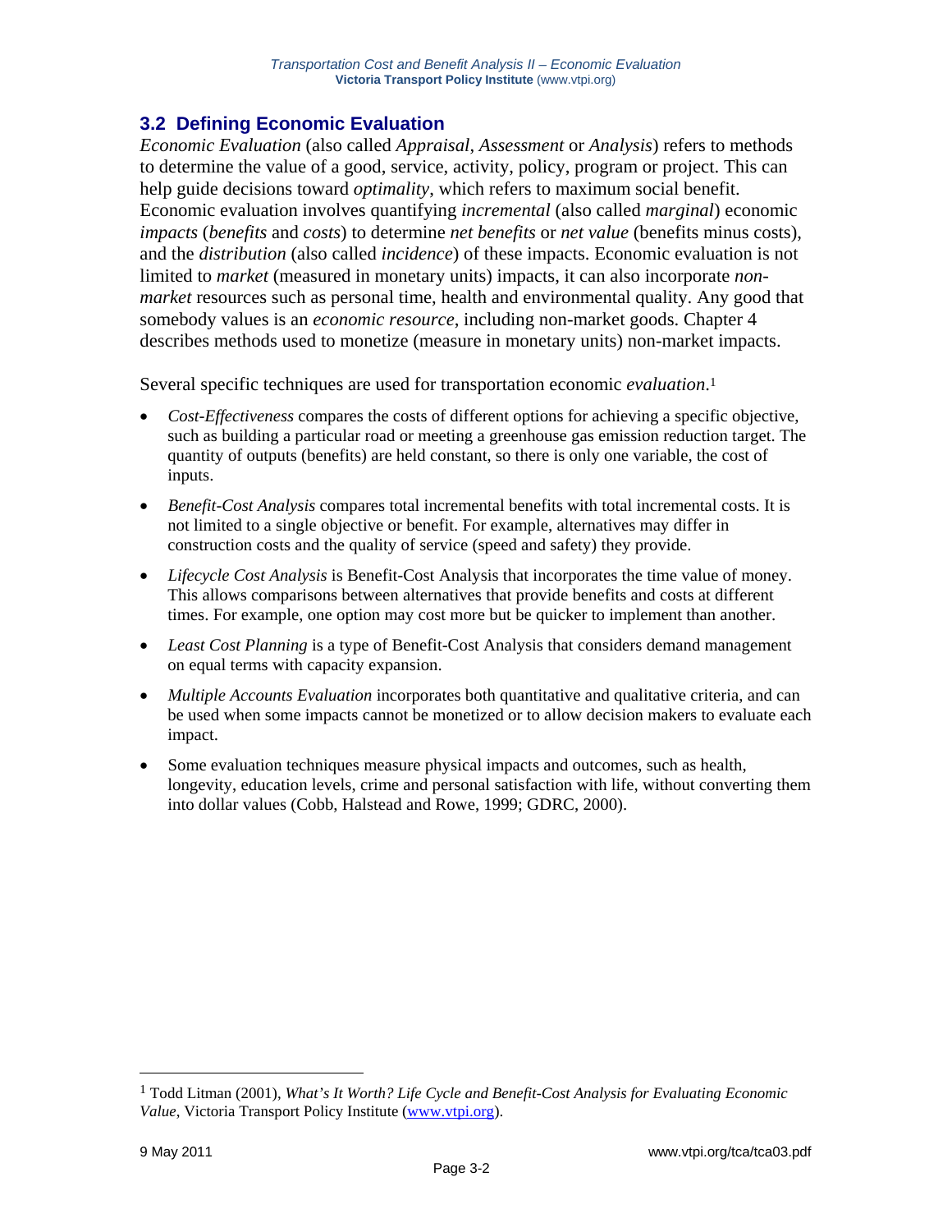### 3.2 Defining Economic Evaluation

*Economic Evaluation* (also called *Appraisal*, *Assessment* or *Analysis*) refers to methods to determine the value of a good, service, activity, policy, program or project. This can help guide decisions toward *optimality*, which refers to maximum social benefit. Economic evaluation involves quantifying *incremental* (also called *marginal*) economic *impacts* (*benefits* and *costs*) to determine *net benefits* or *net value* (benefits minus costs), and the *distribution* (also called *incidence*) of these impacts. Economic evaluation is not limited to *market* (measured in monetary units) impacts, it can also incorporate *non-market* resources such as personal time, health and environmental quality. Any good that somebody values is an *economic resource*, including non-market goods. Chapter 4 describes methods used to monetize (measure in monetary units) non-market impacts.

Several specific techniques are used for transportation economic *evaluation*.[1]

- *Cost-Effectiveness* compares the costs of different options for achieving a specific objective, such as building a particular road or meeting a greenhouse gas emission reduction target. The quantity of outputs (benefits) are held constant, so there is only one variable, the cost of inputs.
- *Benefit-Cost Analysis* compares total incremental benefits with total incremental costs. It is not limited to a single objective or benefit. For example, alternatives may differ in construction costs and the quality of service (speed and safety) they provide.
- *Lifecycle Cost Analysis* is Benefit-Cost Analysis that incorporates the time value of money. This allows comparisons between alternatives that provide benefits and costs at different times. For example, one option may cost more but be quicker to implement than another.
- *Least Cost Planning* is a type of Benefit-Cost Analysis that considers demand management on equal terms with capacity expansion.
- *Multiple Accounts Evaluation* incorporates both quantitative and qualitative criteria, and can be used when some impacts cannot be monetized or to allow decision makers to evaluate each impact.
- Some evaluation techniques measure physical impacts and outcomes, such as health, longevity, education levels, crime and personal satisfaction with life, without converting them into dollar values (Cobb, Halstead and Rowe, 1999; GDRC, 2000).

---

[1] Todd Litman (2001), *What's It Worth? Life Cycle and Benefit-Cost Analysis for Evaluating Economic Value*, Victoria Transport Policy Institute (www.vtpi.org).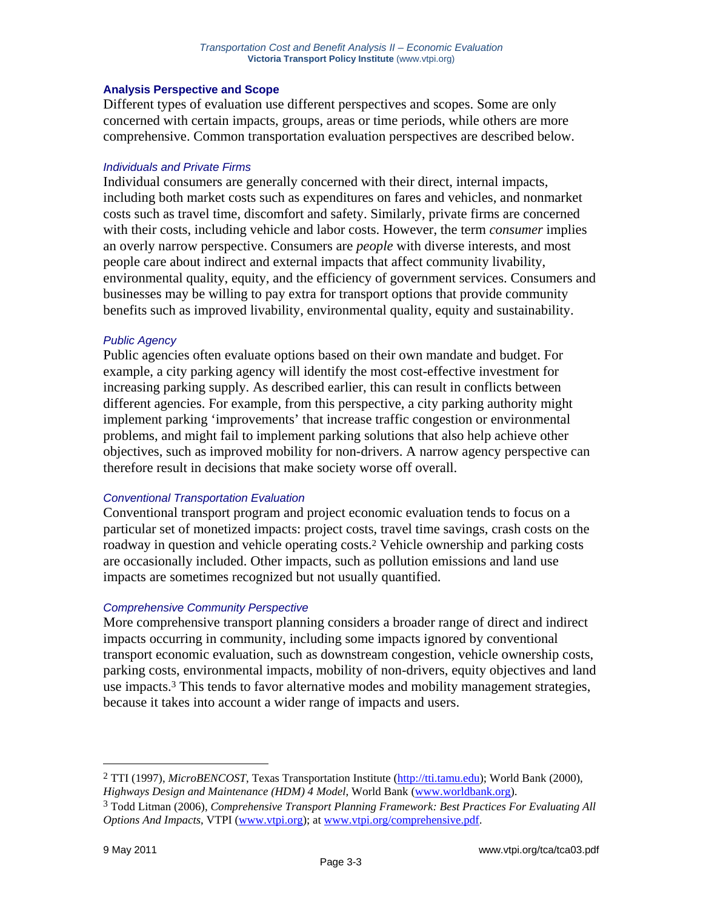### Analysis Perspective and Scope

Different types of evaluation use different perspectives and scopes. Some are only concerned with certain impacts, groups, areas or time periods, while others are more comprehensive. Common transportation evaluation perspectives are described below.

#### *Individuals and Private Firms*

Individual consumers are generally concerned with their direct, internal impacts, including both market costs such as expenditures on fares and vehicles, and nonmarket costs such as travel time, discomfort and safety. Similarly, private firms are concerned with their costs, including vehicle and labor costs. However, the term *consumer* implies an overly narrow perspective. Consumers are *people* with diverse interests, and most people care about indirect and external impacts that affect community livability, environmental quality, equity, and the efficiency of government services. Consumers and businesses may be willing to pay extra for transport options that provide community benefits such as improved livability, environmental quality, equity and sustainability.

#### *Public Agency*

Public agencies often evaluate options based on their own mandate and budget. For example, a city parking agency will identify the most cost-effective investment for increasing parking supply. As described earlier, this can result in conflicts between different agencies. For example, from this perspective, a city parking authority might implement parking 'improvements' that increase traffic congestion or environmental problems, and might fail to implement parking solutions that also help achieve other objectives, such as improved mobility for non-drivers. A narrow agency perspective can therefore result in decisions that make society worse off overall.

#### *Conventional Transportation Evaluation*

Conventional transport program and project economic evaluation tends to focus on a particular set of monetized impacts: project costs, travel time savings, crash costs on the roadway in question and vehicle operating costs.[2] Vehicle ownership and parking costs are occasionally included. Other impacts, such as pollution emissions and land use impacts are sometimes recognized but not usually quantified.

#### *Comprehensive Community Perspective*

More comprehensive transport planning considers a broader range of direct and indirect impacts occurring in community, including some impacts ignored by conventional transport economic evaluation, such as downstream congestion, vehicle ownership costs, parking costs, environmental impacts, mobility of non-drivers, equity objectives and land use impacts.[3] This tends to favor alternative modes and mobility management strategies, because it takes into account a wider range of impacts and users.

---

[2] TTI (1997), *MicroBENCOST*, Texas Transportation Institute (http://tti.tamu.edu); World Bank (2000), *Highways Design and Maintenance (HDM) 4 Model*, World Bank (www.worldbank.org).

[3] Todd Litman (2006), *Comprehensive Transport Planning Framework: Best Practices For Evaluating All Options And Impacts*, VTPI (www.vtpi.org); at www.vtpi.org/comprehensive.pdf.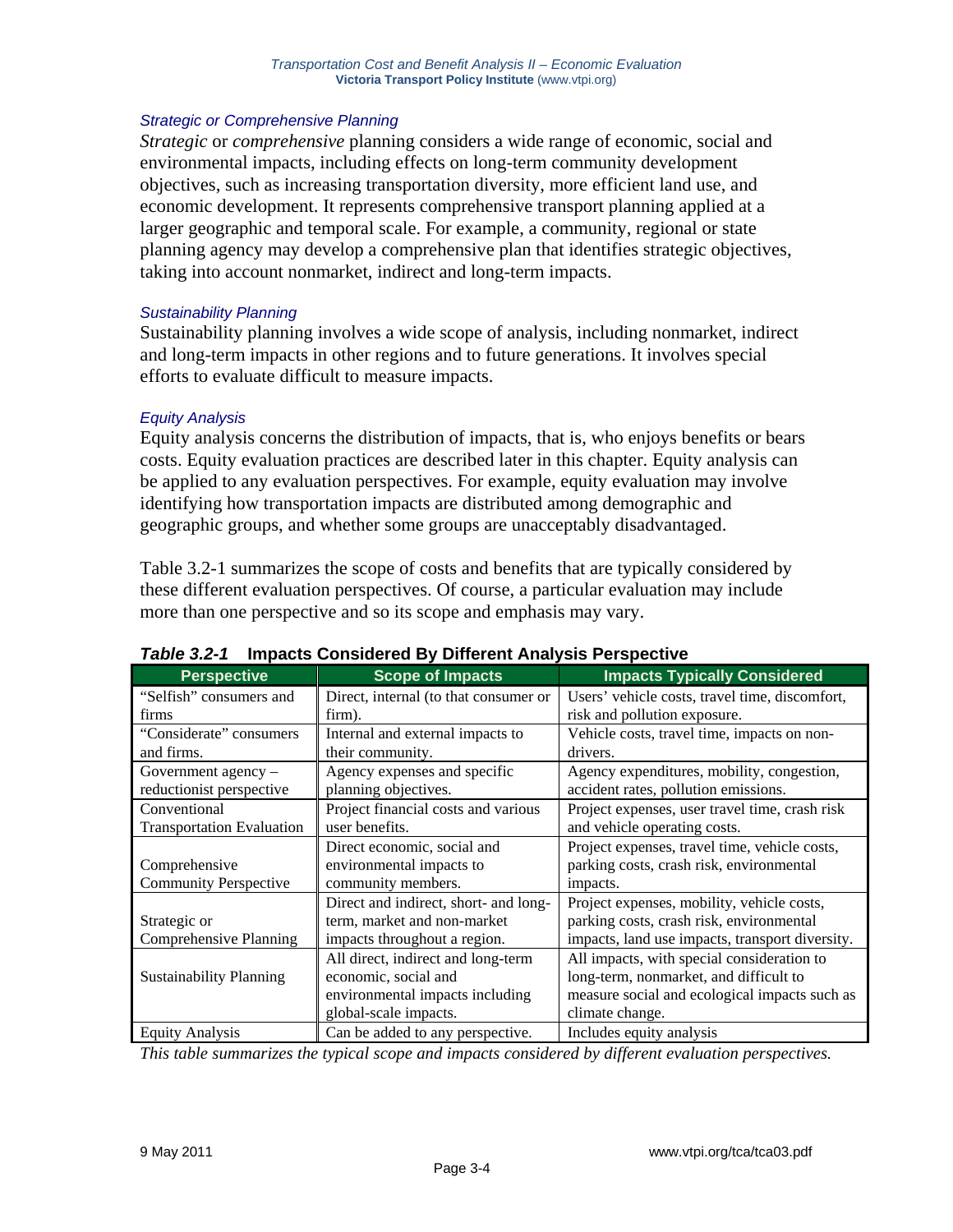### *Strategic or Comprehensive Planning*

*Strategic* or *comprehensive* planning considers a wide range of economic, social and environmental impacts, including effects on long-term community development objectives, such as increasing transportation diversity, more efficient land use, and economic development. It represents comprehensive transport planning applied at a larger geographic and temporal scale. For example, a community, regional or state planning agency may develop a comprehensive plan that identifies strategic objectives, taking into account nonmarket, indirect and long-term impacts.

### *Sustainability Planning*

Sustainability planning involves a wide scope of analysis, including nonmarket, indirect and long-term impacts in other regions and to future generations. It involves special efforts to evaluate difficult to measure impacts.

### *Equity Analysis*

Equity analysis concerns the distribution of impacts, that is, who enjoys benefits or bears costs. Equity evaluation practices are described later in this chapter. Equity analysis can be applied to any evaluation perspectives. For example, equity evaluation may involve identifying how transportation impacts are distributed among demographic and geographic groups, and whether some groups are unacceptably disadvantaged.

Table 3.2-1 summarizes the scope of costs and benefits that are typically considered by these different evaluation perspectives. Of course, a particular evaluation may include more than one perspective and so its scope and emphasis may vary.

***Table 3.2-1*** **Impacts Considered By Different Analysis Perspective**

| Perspective | Scope of Impacts | Impacts Typically Considered |
|---|---|---|
| "Selfish" consumers and firms | Direct, internal (to that consumer or firm). | Users' vehicle costs, travel time, discomfort, risk and pollution exposure. |
| "Considerate" consumers and firms. | Internal and external impacts to their community. | Vehicle costs, travel time, impacts on non-drivers. |
| Government agency – reductionist perspective | Agency expenses and specific planning objectives. | Agency expenditures, mobility, congestion, accident rates, pollution emissions. |
| Conventional Transportation Evaluation | Project financial costs and various user benefits. | Project expenses, user travel time, crash risk and vehicle operating costs. |
| Comprehensive Community Perspective | Direct economic, social and environmental impacts to community members. | Project expenses, travel time, vehicle costs, parking costs, crash risk, environmental impacts. |
| Strategic or Comprehensive Planning | Direct and indirect, short- and long-term, market and non-market impacts throughout a region. | Project expenses, mobility, vehicle costs, parking costs, crash risk, environmental impacts, land use impacts, transport diversity. |
| Sustainability Planning | All direct, indirect and long-term economic, social and environmental impacts including global-scale impacts. | All impacts, with special consideration to long-term, nonmarket, and difficult to measure social and ecological impacts such as climate change. |
| Equity Analysis | Can be added to any perspective. | Includes equity analysis |

*This table summarizes the typical scope and impacts considered by different evaluation perspectives.*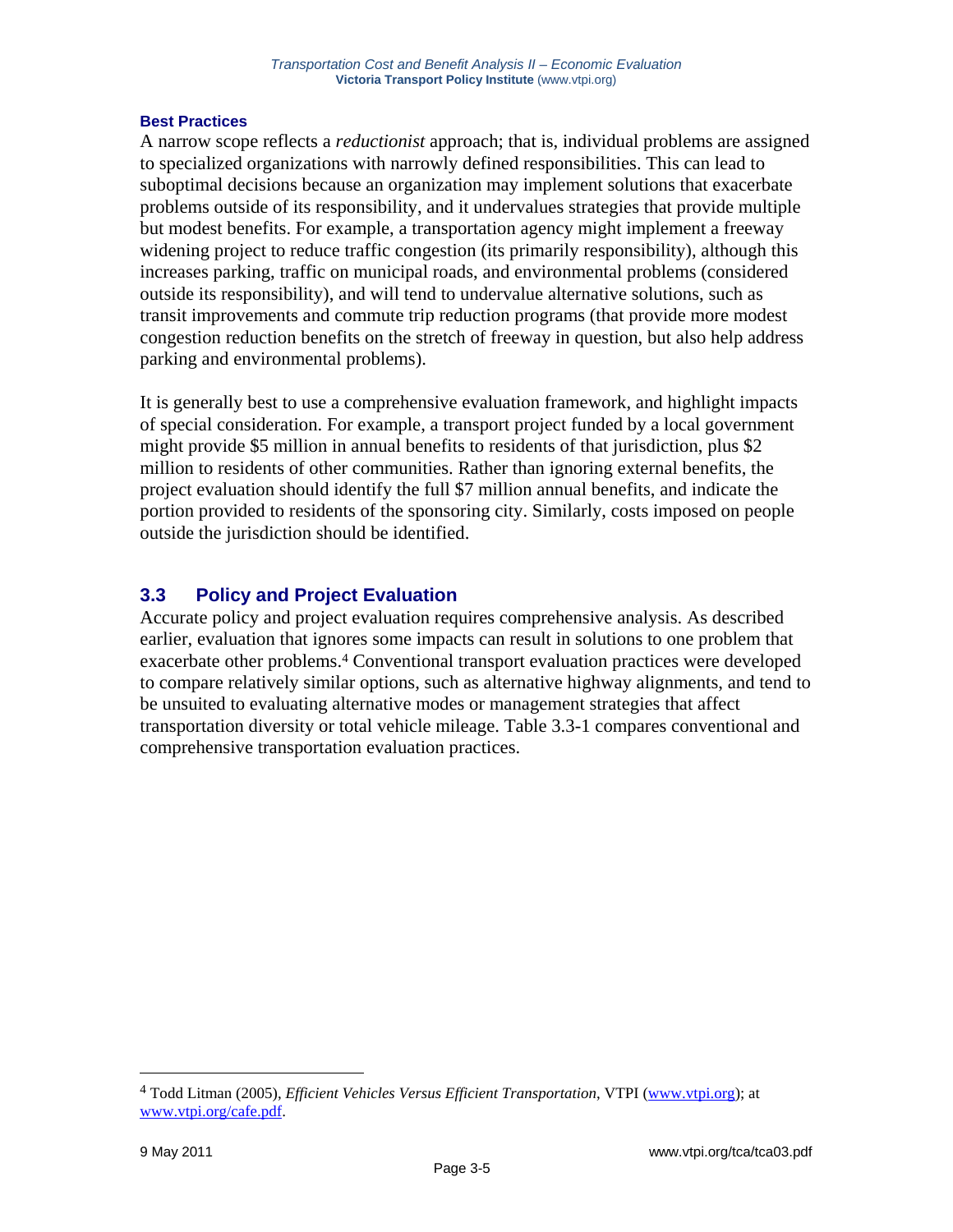#### Best Practices

A narrow scope reflects a *reductionist* approach; that is, individual problems are assigned to specialized organizations with narrowly defined responsibilities. This can lead to suboptimal decisions because an organization may implement solutions that exacerbate problems outside of its responsibility, and it undervalues strategies that provide multiple but modest benefits. For example, a transportation agency might implement a freeway widening project to reduce traffic congestion (its primarily responsibility), although this increases parking, traffic on municipal roads, and environmental problems (considered outside its responsibility), and will tend to undervalue alternative solutions, such as transit improvements and commute trip reduction programs (that provide more modest congestion reduction benefits on the stretch of freeway in question, but also help address parking and environmental problems).

It is generally best to use a comprehensive evaluation framework, and highlight impacts of special consideration. For example, a transport project funded by a local government might provide $5 million in annual benefits to residents of that jurisdiction, plus $2 million to residents of other communities. Rather than ignoring external benefits, the project evaluation should identify the full $7 million annual benefits, and indicate the portion provided to residents of the sponsoring city. Similarly, costs imposed on people outside the jurisdiction should be identified.

## 3.3 Policy and Project Evaluation

Accurate policy and project evaluation requires comprehensive analysis. As described earlier, evaluation that ignores some impacts can result in solutions to one problem that exacerbate other problems.[4] Conventional transport evaluation practices were developed to compare relatively similar options, such as alternative highway alignments, and tend to be unsuited to evaluating alternative modes or management strategies that affect transportation diversity or total vehicle mileage. Table 3.3-1 compares conventional and comprehensive transportation evaluation practices.

---

[4] Todd Litman (2005), *Efficient Vehicles Versus Efficient Transportation*, VTPI (www.vtpi.org); at www.vtpi.org/cafe.pdf.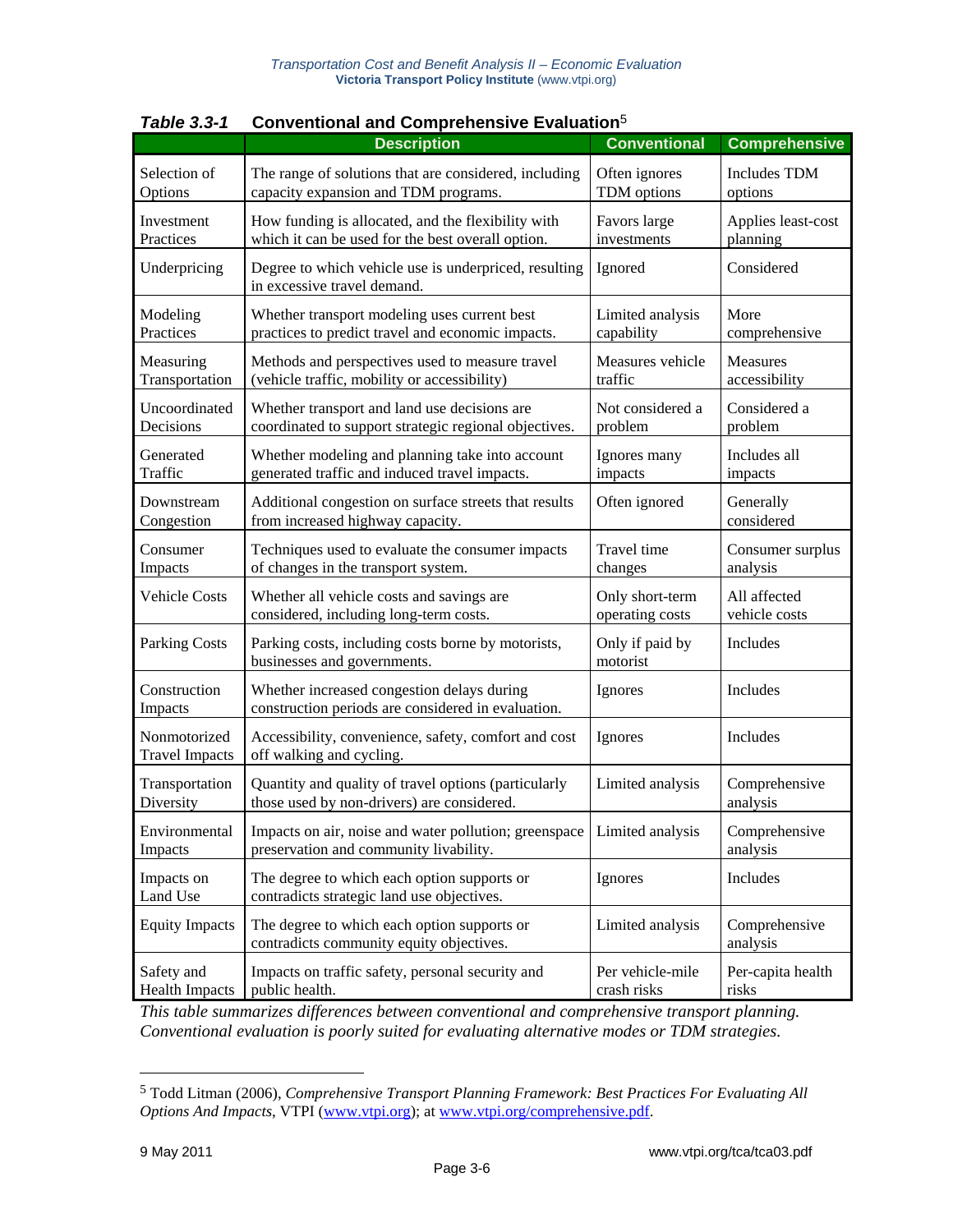***Table 3.3-1* Conventional and Comprehensive Evaluation**[5]

| | Description | Conventional | Comprehensive |
|---|---|---|---|
| Selection of Options | The range of solutions that are considered, including capacity expansion and TDM programs. | Often ignores TDM options | Includes TDM options |
| Investment Practices | How funding is allocated, and the flexibility with which it can be used for the best overall option. | Favors large investments | Applies least-cost planning |
| Underpricing | Degree to which vehicle use is underpriced, resulting in excessive travel demand. | Ignored | Considered |
| Modeling Practices | Whether transport modeling uses current best practices to predict travel and economic impacts. | Limited analysis capability | More comprehensive |
| Measuring Transportation | Methods and perspectives used to measure travel (vehicle traffic, mobility or accessibility) | Measures vehicle traffic | Measures accessibility |
| Uncoordinated Decisions | Whether transport and land use decisions are coordinated to support strategic regional objectives. | Not considered a problem | Considered a problem |
| Generated Traffic | Whether modeling and planning take into account generated traffic and induced travel impacts. | Ignores many impacts | Includes all impacts |
| Downstream Congestion | Additional congestion on surface streets that results from increased highway capacity. | Often ignored | Generally considered |
| Consumer Impacts | Techniques used to evaluate the consumer impacts of changes in the transport system. | Travel time changes | Consumer surplus analysis |
| Vehicle Costs | Whether all vehicle costs and savings are considered, including long-term costs. | Only short-term operating costs | All affected vehicle costs |
| Parking Costs | Parking costs, including costs borne by motorists, businesses and governments. | Only if paid by motorist | Includes |
| Construction Impacts | Whether increased congestion delays during construction periods are considered in evaluation. | Ignores | Includes |
| Nonmotorized Travel Impacts | Accessibility, convenience, safety, comfort and cost off walking and cycling. | Ignores | Includes |
| Transportation Diversity | Quantity and quality of travel options (particularly those used by non-drivers) are considered. | Limited analysis | Comprehensive analysis |
| Environmental Impacts | Impacts on air, noise and water pollution; greenspace preservation and community livability. | Limited analysis | Comprehensive analysis |
| Impacts on Land Use | The degree to which each option supports or contradicts strategic land use objectives. | Ignores | Includes |
| Equity Impacts | The degree to which each option supports or contradicts community equity objectives. | Limited analysis | Comprehensive analysis |
| Safety and Health Impacts | Impacts on traffic safety, personal security and public health. | Per vehicle-mile crash risks | Per-capita health risks |

*This table summarizes differences between conventional and comprehensive transport planning. Conventional evaluation is poorly suited for evaluating alternative modes or TDM strategies.*

---

[5] Todd Litman (2006), *Comprehensive Transport Planning Framework: Best Practices For Evaluating All Options And Impacts*, VTPI (www.vtpi.org); at www.vtpi.org/comprehensive.pdf.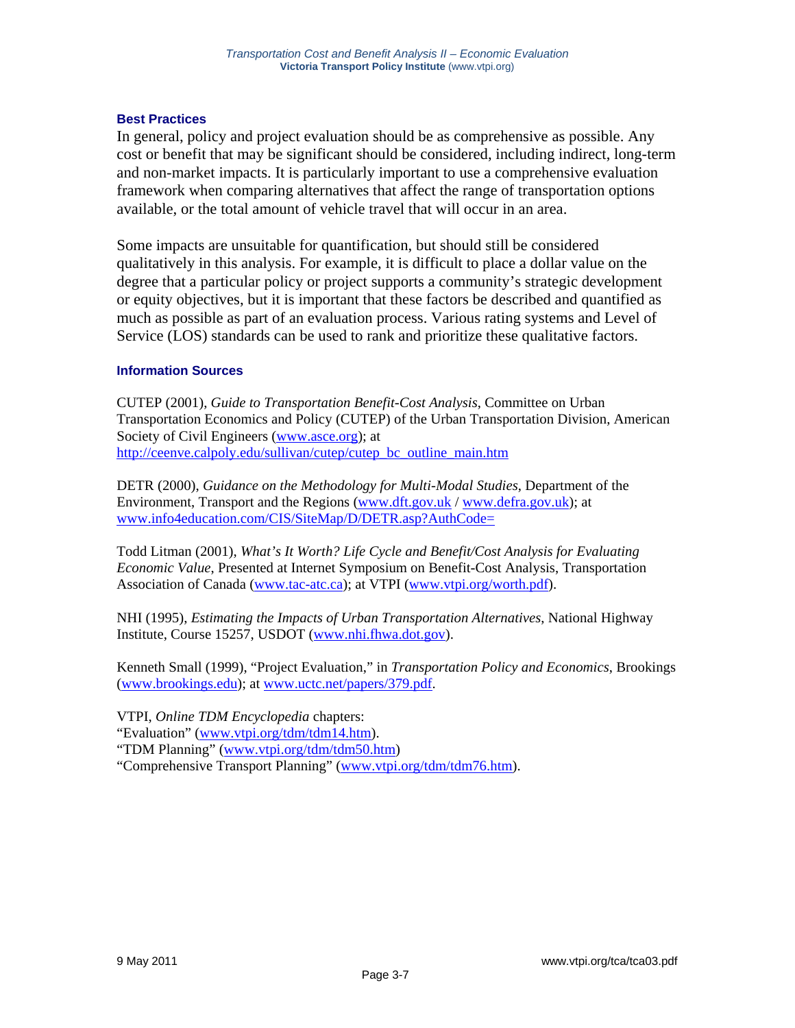### Best Practices

In general, policy and project evaluation should be as comprehensive as possible. Any cost or benefit that may be significant should be considered, including indirect, long-term and non-market impacts. It is particularly important to use a comprehensive evaluation framework when comparing alternatives that affect the range of transportation options available, or the total amount of vehicle travel that will occur in an area.

Some impacts are unsuitable for quantification, but should still be considered qualitatively in this analysis. For example, it is difficult to place a dollar value on the degree that a particular policy or project supports a community's strategic development or equity objectives, but it is important that these factors be described and quantified as much as possible as part of an evaluation process. Various rating systems and Level of Service (LOS) standards can be used to rank and prioritize these qualitative factors.

### Information Sources

CUTEP (2001), *Guide to Transportation Benefit-Cost Analysis*, Committee on Urban Transportation Economics and Policy (CUTEP) of the Urban Transportation Division, American Society of Civil Engineers (www.asce.org); at http://ceenve.calpoly.edu/sullivan/cutep/cutep_bc_outline_main.htm

DETR (2000), *Guidance on the Methodology for Multi-Modal Studies*, Department of the Environment, Transport and the Regions (www.dft.gov.uk / www.defra.gov.uk); at www.info4education.com/CIS/SiteMap/D/DETR.asp?AuthCode=

Todd Litman (2001), *What's It Worth? Life Cycle and Benefit/Cost Analysis for Evaluating Economic Value*, Presented at Internet Symposium on Benefit-Cost Analysis, Transportation Association of Canada (www.tac-atc.ca); at VTPI (www.vtpi.org/worth.pdf).

NHI (1995), *Estimating the Impacts of Urban Transportation Alternatives*, National Highway Institute, Course 15257, USDOT (www.nhi.fhwa.dot.gov).

Kenneth Small (1999), "Project Evaluation," in *Transportation Policy and Economics*, Brookings (www.brookings.edu); at www.uctc.net/papers/379.pdf.

VTPI, *Online TDM Encyclopedia* chapters:
"Evaluation" (www.vtpi.org/tdm/tdm14.htm).
"TDM Planning" (www.vtpi.org/tdm/tdm50.htm)
"Comprehensive Transport Planning" (www.vtpi.org/tdm/tdm76.htm).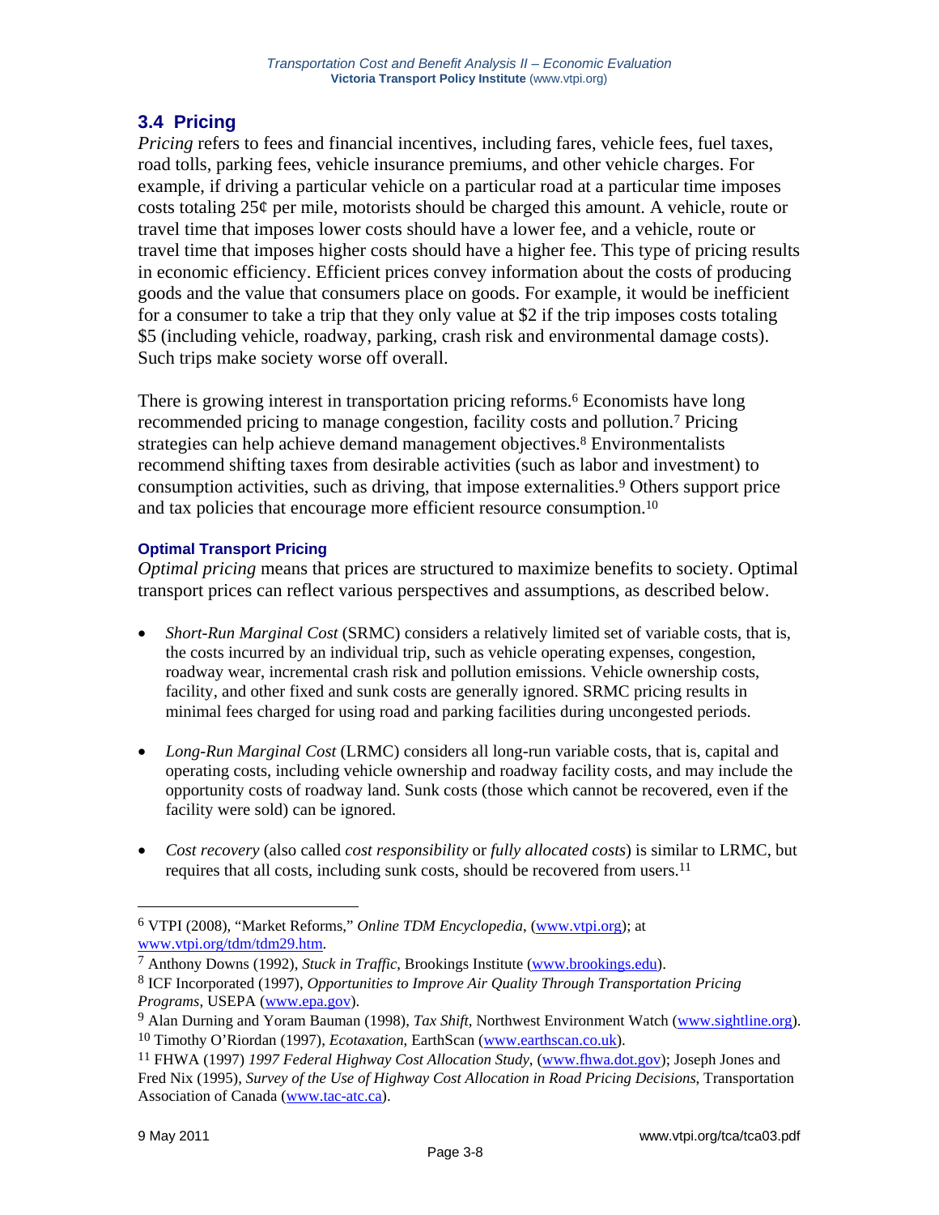## 3.4 Pricing

*Pricing* refers to fees and financial incentives, including fares, vehicle fees, fuel taxes, road tolls, parking fees, vehicle insurance premiums, and other vehicle charges. For example, if driving a particular vehicle on a particular road at a particular time imposes costs totaling 25¢ per mile, motorists should be charged this amount. A vehicle, route or travel time that imposes lower costs should have a lower fee, and a vehicle, route or travel time that imposes higher costs should have a higher fee. This type of pricing results in economic efficiency. Efficient prices convey information about the costs of producing goods and the value that consumers place on goods. For example, it would be inefficient for a consumer to take a trip that they only value at $2 if the trip imposes costs totaling $5 (including vehicle, roadway, parking, crash risk and environmental damage costs). Such trips make society worse off overall.

There is growing interest in transportation pricing reforms.[6] Economists have long recommended pricing to manage congestion, facility costs and pollution.[7] Pricing strategies can help achieve demand management objectives.[8] Environmentalists recommend shifting taxes from desirable activities (such as labor and investment) to consumption activities, such as driving, that impose externalities.[9] Others support price and tax policies that encourage more efficient resource consumption.[10]

### Optimal Transport Pricing

*Optimal pricing* means that prices are structured to maximize benefits to society. Optimal transport prices can reflect various perspectives and assumptions, as described below.

- *Short-Run Marginal Cost* (SRMC) considers a relatively limited set of variable costs, that is, the costs incurred by an individual trip, such as vehicle operating expenses, congestion, roadway wear, incremental crash risk and pollution emissions. Vehicle ownership costs, facility, and other fixed and sunk costs are generally ignored. SRMC pricing results in minimal fees charged for using road and parking facilities during uncongested periods.

- *Long-Run Marginal Cost* (LRMC) considers all long-run variable costs, that is, capital and operating costs, including vehicle ownership and roadway facility costs, and may include the opportunity costs of roadway land. Sunk costs (those which cannot be recovered, even if the facility were sold) can be ignored.

- *Cost recovery* (also called *cost responsibility* or *fully allocated costs*) is similar to LRMC, but requires that all costs, including sunk costs, should be recovered from users.[11]

---

[6] VTPI (2008), "Market Reforms," *Online TDM Encyclopedia*, (www.vtpi.org); at www.vtpi.org/tdm/tdm29.htm.

[7] Anthony Downs (1992), *Stuck in Traffic*, Brookings Institute (www.brookings.edu).

[8] ICF Incorporated (1997), *Opportunities to Improve Air Quality Through Transportation Pricing Programs*, USEPA (www.epa.gov).

[9] Alan Durning and Yoram Bauman (1998), *Tax Shift*, Northwest Environment Watch (www.sightline.org).

[10] Timothy O'Riordan (1997), *Ecotaxation*, EarthScan (www.earthscan.co.uk).

[11] FHWA (1997) *1997 Federal Highway Cost Allocation Study*, (www.fhwa.dot.gov); Joseph Jones and Fred Nix (1995), *Survey of the Use of Highway Cost Allocation in Road Pricing Decisions*, Transportation Association of Canada (www.tac-atc.ca).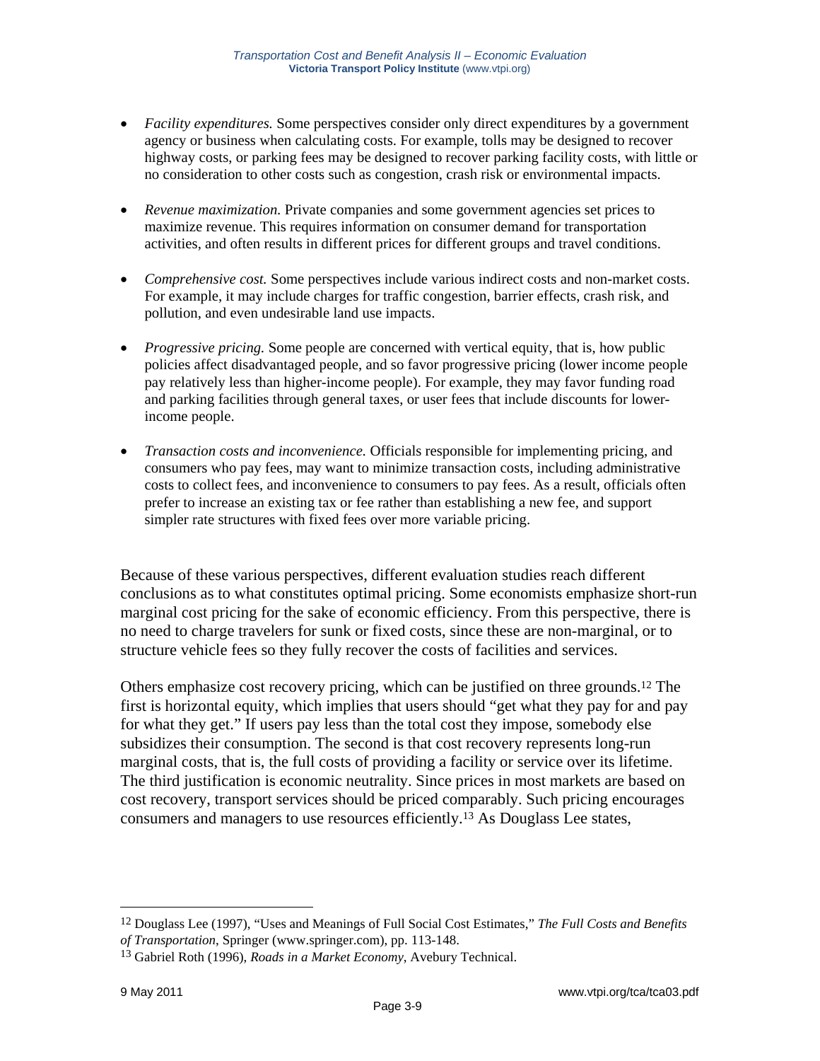- *Facility expenditures.* Some perspectives consider only direct expenditures by a government agency or business when calculating costs. For example, tolls may be designed to recover highway costs, or parking fees may be designed to recover parking facility costs, with little or no consideration to other costs such as congestion, crash risk or environmental impacts.

- *Revenue maximization.* Private companies and some government agencies set prices to maximize revenue. This requires information on consumer demand for transportation activities, and often results in different prices for different groups and travel conditions.

- *Comprehensive cost.* Some perspectives include various indirect costs and non-market costs. For example, it may include charges for traffic congestion, barrier effects, crash risk, and pollution, and even undesirable land use impacts.

- *Progressive pricing.* Some people are concerned with vertical equity, that is, how public policies affect disadvantaged people, and so favor progressive pricing (lower income people pay relatively less than higher-income people). For example, they may favor funding road and parking facilities through general taxes, or user fees that include discounts for lower-income people.

- *Transaction costs and inconvenience.* Officials responsible for implementing pricing, and consumers who pay fees, may want to minimize transaction costs, including administrative costs to collect fees, and inconvenience to consumers to pay fees. As a result, officials often prefer to increase an existing tax or fee rather than establishing a new fee, and support simpler rate structures with fixed fees over more variable pricing.

Because of these various perspectives, different evaluation studies reach different conclusions as to what constitutes optimal pricing. Some economists emphasize short-run marginal cost pricing for the sake of economic efficiency. From this perspective, there is no need to charge travelers for sunk or fixed costs, since these are non-marginal, or to structure vehicle fees so they fully recover the costs of facilities and services.

Others emphasize cost recovery pricing, which can be justified on three grounds.[12] The first is horizontal equity, which implies that users should "get what they pay for and pay for what they get." If users pay less than the total cost they impose, somebody else subsidizes their consumption. The second is that cost recovery represents long-run marginal costs, that is, the full costs of providing a facility or service over its lifetime. The third justification is economic neutrality. Since prices in most markets are based on cost recovery, transport services should be priced comparably. Such pricing encourages consumers and managers to use resources efficiently.[13] As Douglass Lee states,

---

[12] Douglass Lee (1997), "Uses and Meanings of Full Social Cost Estimates," *The Full Costs and Benefits of Transportation*, Springer (www.springer.com), pp. 113-148.

[13] Gabriel Roth (1996), *Roads in a Market Economy*, Avebury Technical.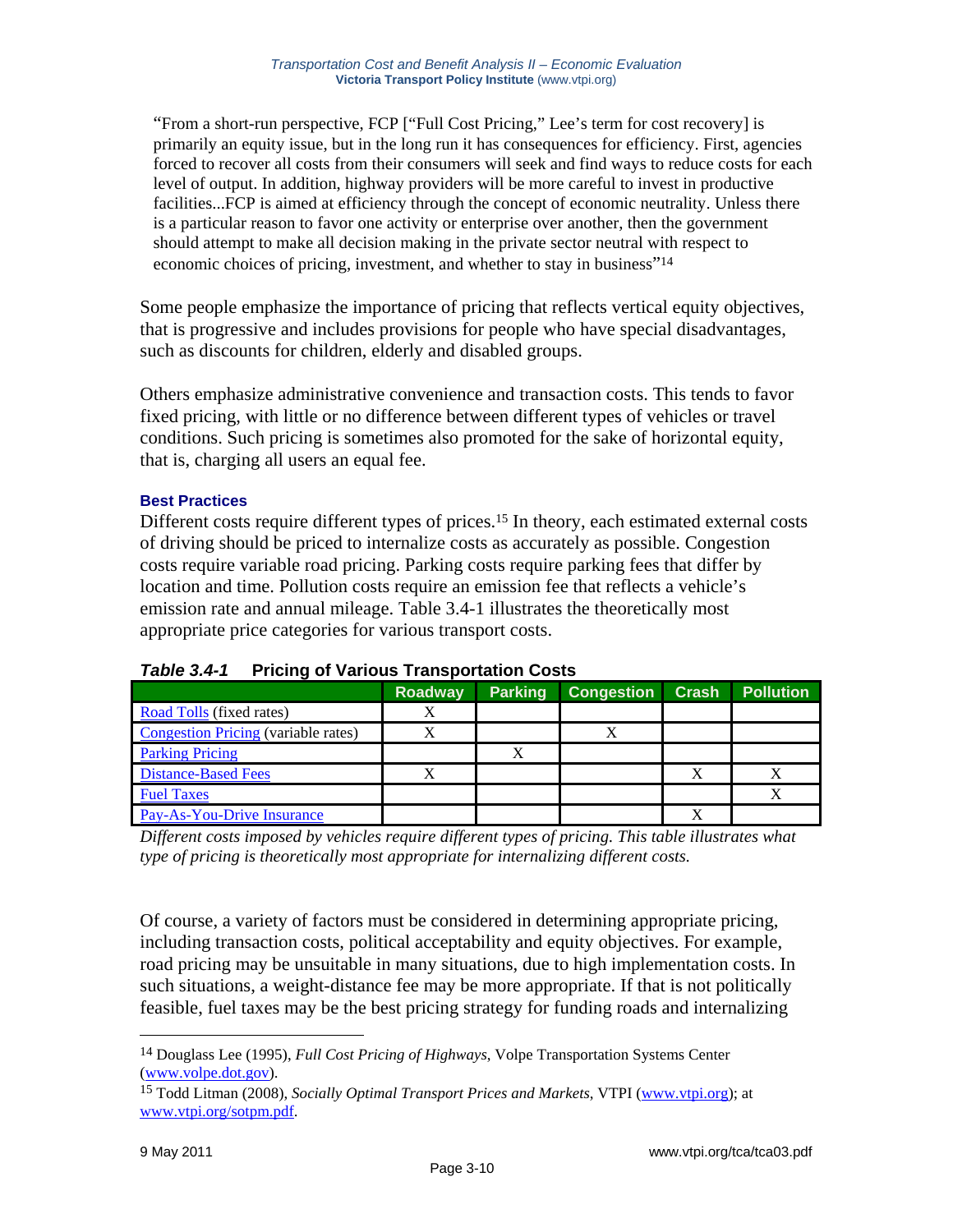> "From a short-run perspective, FCP ["Full Cost Pricing," Lee's term for cost recovery] is primarily an equity issue, but in the long run it has consequences for efficiency. First, agencies forced to recover all costs from their consumers will seek and find ways to reduce costs for each level of output. In addition, highway providers will be more careful to invest in productive facilities...FCP is aimed at efficiency through the concept of economic neutrality. Unless there is a particular reason to favor one activity or enterprise over another, then the government should attempt to make all decision making in the private sector neutral with respect to economic choices of pricing, investment, and whether to stay in business"[14]

Some people emphasize the importance of pricing that reflects vertical equity objectives, that is progressive and includes provisions for people who have special disadvantages, such as discounts for children, elderly and disabled groups.

Others emphasize administrative convenience and transaction costs. This tends to favor fixed pricing, with little or no difference between different types of vehicles or travel conditions. Such pricing is sometimes also promoted for the sake of horizontal equity, that is, charging all users an equal fee.

### Best Practices

Different costs require different types of prices.[15] In theory, each estimated external costs of driving should be priced to internalize costs as accurately as possible. Congestion costs require variable road pricing. Parking costs require parking fees that differ by location and time. Pollution costs require an emission fee that reflects a vehicle's emission rate and annual mileage. Table 3.4-1 illustrates the theoretically most appropriate price categories for various transport costs.

***Table 3.4-1*** **Pricing of Various Transportation Costs**

| | Roadway | Parking | Congestion | Crash | Pollution |
|---|---|---|---|---|---|
| Road Tolls (fixed rates) | X | | | | |
| Congestion Pricing (variable rates) | X | | X | | |
| Parking Pricing | | X | | | |
| Distance-Based Fees | X | | | X | X |
| Fuel Taxes | | | | | X |
| Pay-As-You-Drive Insurance | | | | X | |

*Different costs imposed by vehicles require different types of pricing. This table illustrates what type of pricing is theoretically most appropriate for internalizing different costs.*

Of course, a variety of factors must be considered in determining appropriate pricing, including transaction costs, political acceptability and equity objectives. For example, road pricing may be unsuitable in many situations, due to high implementation costs. In such situations, a weight-distance fee may be more appropriate. If that is not politically feasible, fuel taxes may be the best pricing strategy for funding roads and internalizing

---

[14] Douglass Lee (1995), *Full Cost Pricing of Highways*, Volpe Transportation Systems Center (www.volpe.dot.gov).

[15] Todd Litman (2008), *Socially Optimal Transport Prices and Markets*, VTPI (www.vtpi.org); at www.vtpi.org/sotpm.pdf.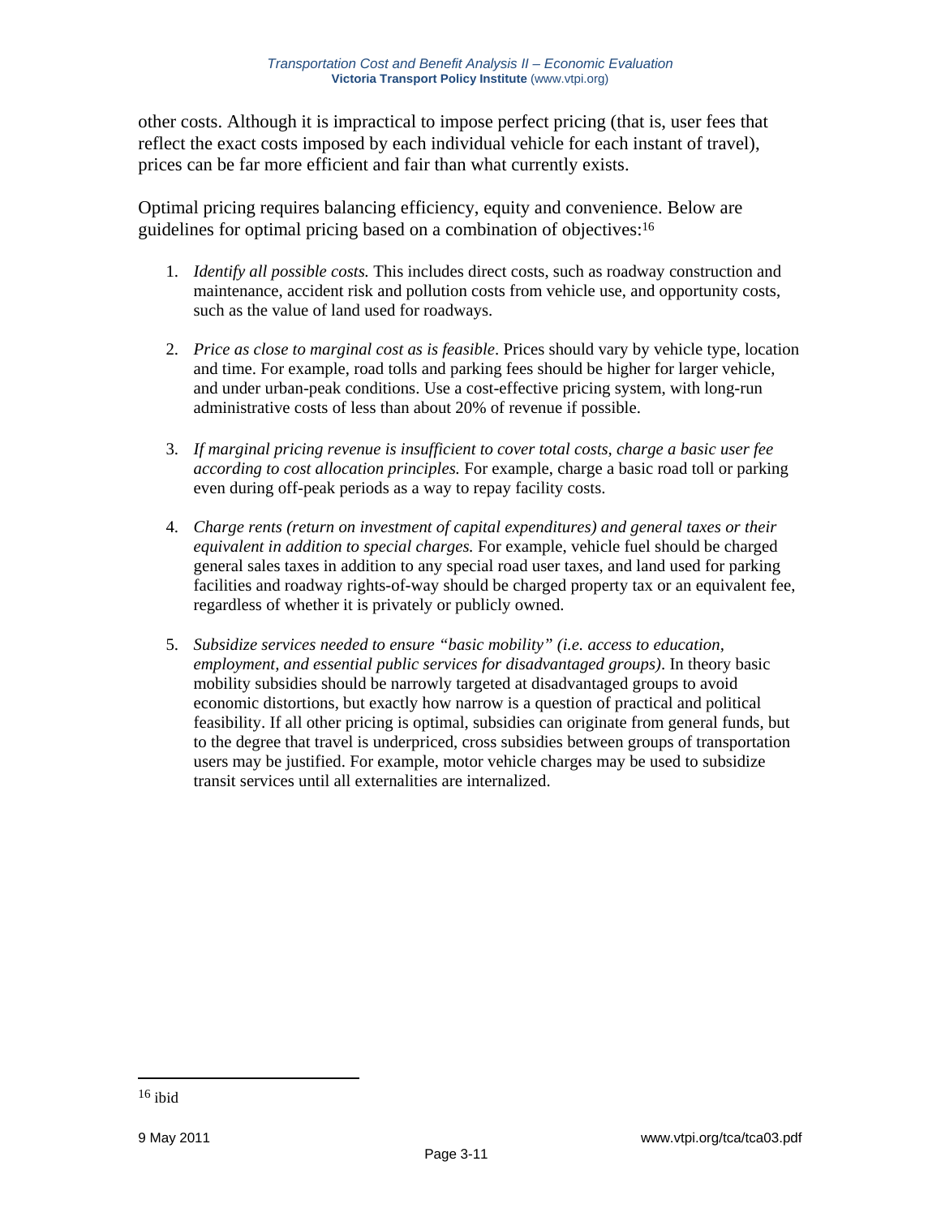other costs. Although it is impractical to impose perfect pricing (that is, user fees that reflect the exact costs imposed by each individual vehicle for each instant of travel), prices can be far more efficient and fair than what currently exists.

Optimal pricing requires balancing efficiency, equity and convenience. Below are guidelines for optimal pricing based on a combination of objectives:[16]

1. *Identify all possible costs.* This includes direct costs, such as roadway construction and maintenance, accident risk and pollution costs from vehicle use, and opportunity costs, such as the value of land used for roadways.

2. *Price as close to marginal cost as is feasible*. Prices should vary by vehicle type, location and time. For example, road tolls and parking fees should be higher for larger vehicle, and under urban-peak conditions. Use a cost-effective pricing system, with long-run administrative costs of less than about 20% of revenue if possible.

3. *If marginal pricing revenue is insufficient to cover total costs, charge a basic user fee according to cost allocation principles.* For example, charge a basic road toll or parking even during off-peak periods as a way to repay facility costs.

4. *Charge rents (return on investment of capital expenditures) and general taxes or their equivalent in addition to special charges.* For example, vehicle fuel should be charged general sales taxes in addition to any special road user taxes, and land used for parking facilities and roadway rights-of-way should be charged property tax or an equivalent fee, regardless of whether it is privately or publicly owned.

5. *Subsidize services needed to ensure "basic mobility" (i.e. access to education, employment, and essential public services for disadvantaged groups)*. In theory basic mobility subsidies should be narrowly targeted at disadvantaged groups to avoid economic distortions, but exactly how narrow is a question of practical and political feasibility. If all other pricing is optimal, subsidies can originate from general funds, but to the degree that travel is underpriced, cross subsidies between groups of transportation users may be justified. For example, motor vehicle charges may be used to subsidize transit services until all externalities are internalized.

---

[16] ibid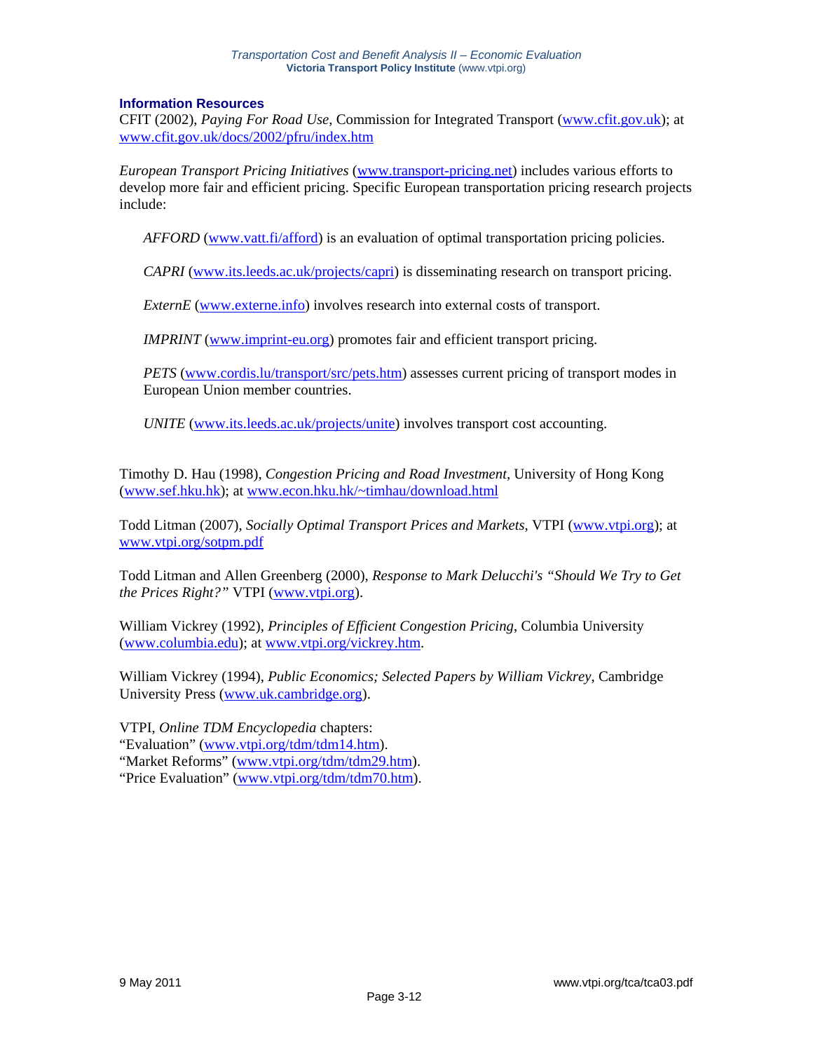### Information Resources

CFIT (2002), *Paying For Road Use*, Commission for Integrated Transport (www.cfit.gov.uk); at www.cfit.gov.uk/docs/2002/pfru/index.htm

*European Transport Pricing Initiatives* (www.transport-pricing.net) includes various efforts to develop more fair and efficient pricing. Specific European transportation pricing research projects include:

> *AFFORD* (www.vatt.fi/afford) is an evaluation of optimal transportation pricing policies.
>
> *CAPRI* (www.its.leeds.ac.uk/projects/capri) is disseminating research on transport pricing.
>
> *ExternE* (www.externe.info) involves research into external costs of transport.
>
> *IMPRINT* (www.imprint-eu.org) promotes fair and efficient transport pricing.
>
> *PETS* (www.cordis.lu/transport/src/pets.htm) assesses current pricing of transport modes in European Union member countries.
>
> *UNITE* (www.its.leeds.ac.uk/projects/unite) involves transport cost accounting.

Timothy D. Hau (1998), *Congestion Pricing and Road Investment*, University of Hong Kong (www.sef.hku.hk); at www.econ.hku.hk/~timhau/download.html

Todd Litman (2007), *Socially Optimal Transport Prices and Markets*, VTPI (www.vtpi.org); at www.vtpi.org/sotpm.pdf

Todd Litman and Allen Greenberg (2000), *Response to Mark Delucchi's "Should We Try to Get the Prices Right?"* VTPI (www.vtpi.org).

William Vickrey (1992), *Principles of Efficient Congestion Pricing*, Columbia University (www.columbia.edu); at www.vtpi.org/vickrey.htm.

William Vickrey (1994), *Public Economics; Selected Papers by William Vickrey*, Cambridge University Press (www.uk.cambridge.org).

VTPI, *Online TDM Encyclopedia* chapters:
"Evaluation" (www.vtpi.org/tdm/tdm14.htm).
"Market Reforms" (www.vtpi.org/tdm/tdm29.htm).
"Price Evaluation" (www.vtpi.org/tdm/tdm70.htm).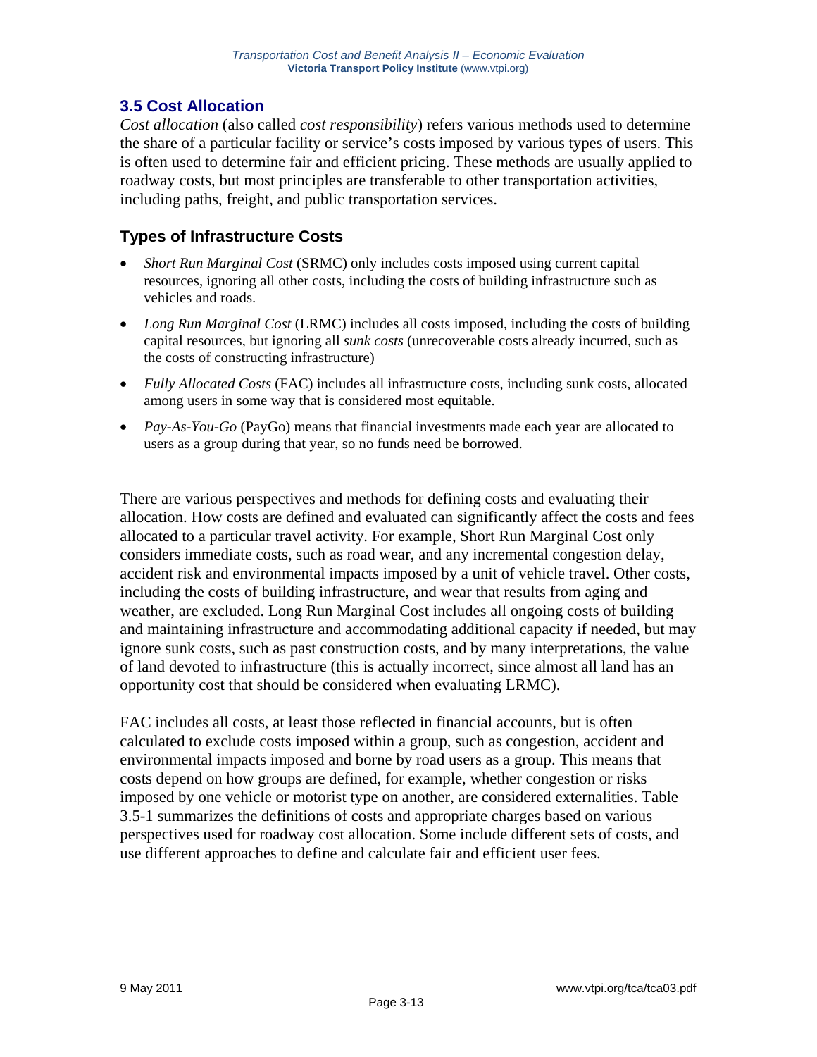## 3.5 Cost Allocation

*Cost allocation* (also called *cost responsibility*) refers various methods used to determine the share of a particular facility or service's costs imposed by various types of users. This is often used to determine fair and efficient pricing. These methods are usually applied to roadway costs, but most principles are transferable to other transportation activities, including paths, freight, and public transportation services.

### Types of Infrastructure Costs

- *Short Run Marginal Cost* (SRMC) only includes costs imposed using current capital resources, ignoring all other costs, including the costs of building infrastructure such as vehicles and roads.
- *Long Run Marginal Cost* (LRMC) includes all costs imposed, including the costs of building capital resources, but ignoring all *sunk costs* (unrecoverable costs already incurred, such as the costs of constructing infrastructure)
- *Fully Allocated Costs* (FAC) includes all infrastructure costs, including sunk costs, allocated among users in some way that is considered most equitable.
- *Pay-As-You-Go* (PayGo) means that financial investments made each year are allocated to users as a group during that year, so no funds need be borrowed.

There are various perspectives and methods for defining costs and evaluating their allocation. How costs are defined and evaluated can significantly affect the costs and fees allocated to a particular travel activity. For example, Short Run Marginal Cost only considers immediate costs, such as road wear, and any incremental congestion delay, accident risk and environmental impacts imposed by a unit of vehicle travel. Other costs, including the costs of building infrastructure, and wear that results from aging and weather, are excluded. Long Run Marginal Cost includes all ongoing costs of building and maintaining infrastructure and accommodating additional capacity if needed, but may ignore sunk costs, such as past construction costs, and by many interpretations, the value of land devoted to infrastructure (this is actually incorrect, since almost all land has an opportunity cost that should be considered when evaluating LRMC).

FAC includes all costs, at least those reflected in financial accounts, but is often calculated to exclude costs imposed within a group, such as congestion, accident and environmental impacts imposed and borne by road users as a group. This means that costs depend on how groups are defined, for example, whether congestion or risks imposed by one vehicle or motorist type on another, are considered externalities. Table 3.5-1 summarizes the definitions of costs and appropriate charges based on various perspectives used for roadway cost allocation. Some include different sets of costs, and use different approaches to define and calculate fair and efficient user fees.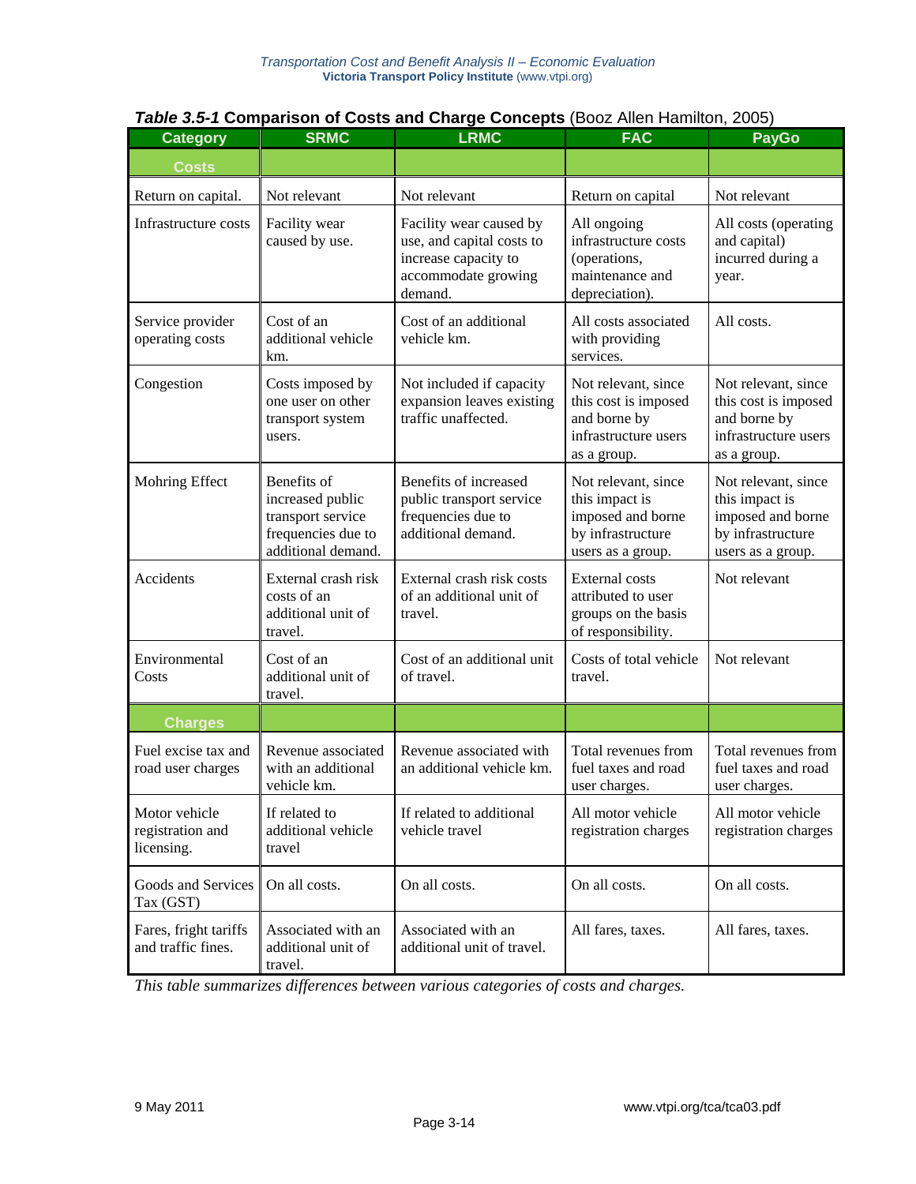***Table 3.5-1* Comparison of Costs and Charge Concepts** (Booz Allen Hamilton, 2005)

| Category | SRMC | LRMC | FAC | PayGo |
|---|---|---|---|---|
| **Costs** | | | | |
| Return on capital. | Not relevant | Not relevant | Return on capital | Not relevant |
| Infrastructure costs | Facility wear caused by use. | Facility wear caused by use, and capital costs to increase capacity to accommodate growing demand. | All ongoing infrastructure costs (operations, maintenance and depreciation). | All costs (operating and capital) incurred during a year. |
| Service provider operating costs | Cost of an additional vehicle km. | Cost of an additional vehicle km. | All costs associated with providing services. | All costs. |
| Congestion | Costs imposed by one user on other transport system users. | Not included if capacity expansion leaves existing traffic unaffected. | Not relevant, since this cost is imposed and borne by infrastructure users as a group. | Not relevant, since this cost is imposed and borne by infrastructure users as a group. |
| Mohring Effect | Benefits of increased public transport service frequencies due to additional demand. | Benefits of increased public transport service frequencies due to additional demand. | Not relevant, since this impact is imposed and borne by infrastructure users as a group. | Not relevant, since this impact is imposed and borne by infrastructure users as a group. |
| Accidents | External crash risk costs of an additional unit of travel. | External crash risk costs of an additional unit of travel. | External costs attributed to user groups on the basis of responsibility. | Not relevant |
| Environmental Costs | Cost of an additional unit of travel. | Cost of an additional unit of travel. | Costs of total vehicle travel. | Not relevant |
| **Charges** | | | | |
| Fuel excise tax and road user charges | Revenue associated with an additional vehicle km. | Revenue associated with an additional vehicle km. | Total revenues from fuel taxes and road user charges. | Total revenues from fuel taxes and road user charges. |
| Motor vehicle registration and licensing. | If related to additional vehicle travel | If related to additional vehicle travel | All motor vehicle registration charges | All motor vehicle registration charges |
| Goods and Services Tax (GST) | On all costs. | On all costs. | On all costs. | On all costs. |
| Fares, fright tariffs and traffic fines. | Associated with an additional unit of travel. | Associated with an additional unit of travel. | All fares, taxes. | All fares, taxes. |

*This table summarizes differences between various categories of costs and charges.*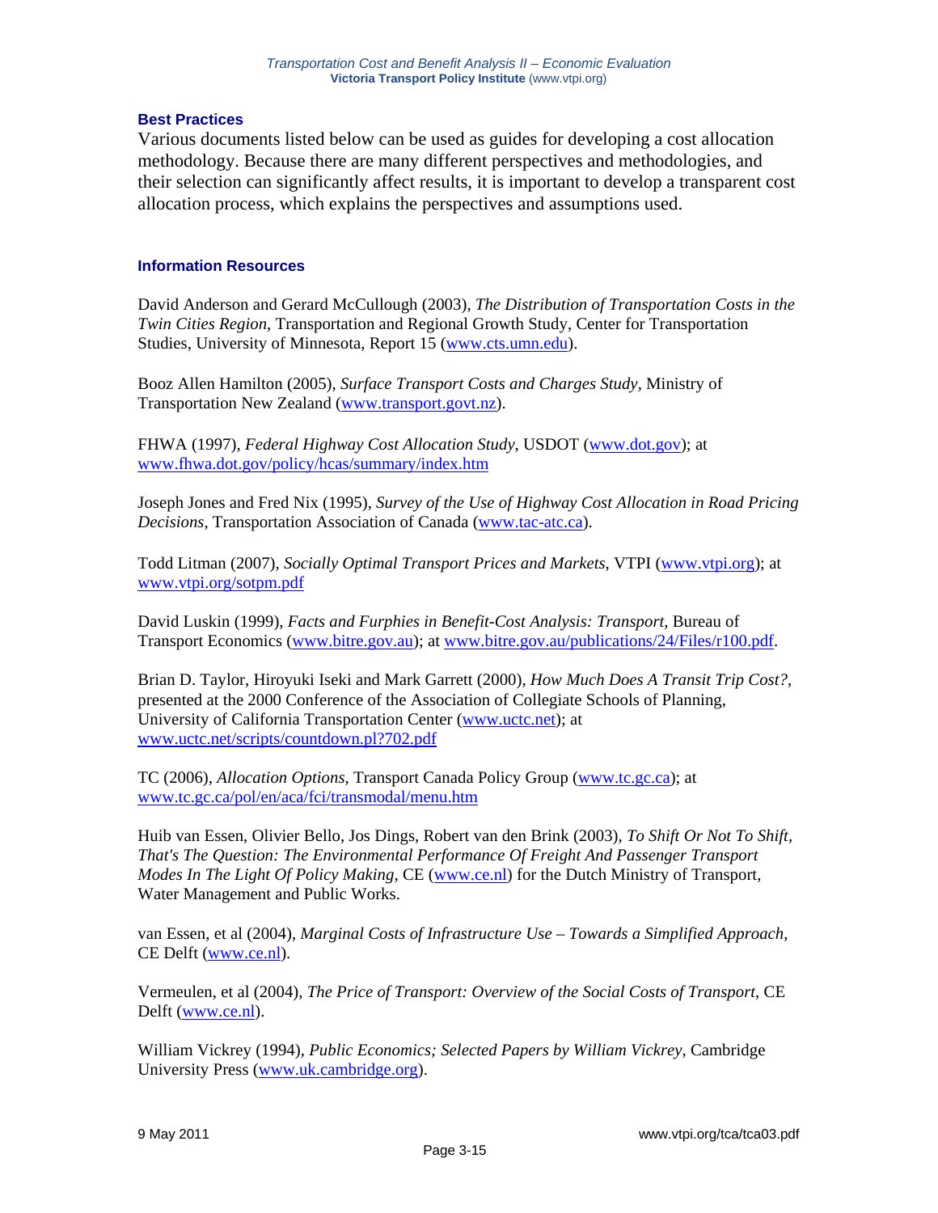### Best Practices

Various documents listed below can be used as guides for developing a cost allocation methodology. Because there are many different perspectives and methodologies, and their selection can significantly affect results, it is important to develop a transparent cost allocation process, which explains the perspectives and assumptions used.

### Information Resources

David Anderson and Gerard McCullough (2003), *The Distribution of Transportation Costs in the Twin Cities Region*, Transportation and Regional Growth Study, Center for Transportation Studies, University of Minnesota, Report 15 (www.cts.umn.edu).

Booz Allen Hamilton (2005), *Surface Transport Costs and Charges Study*, Ministry of Transportation New Zealand (www.transport.govt.nz).

FHWA (1997), *Federal Highway Cost Allocation Study*, USDOT (www.dot.gov); at www.fhwa.dot.gov/policy/hcas/summary/index.htm

Joseph Jones and Fred Nix (1995), *Survey of the Use of Highway Cost Allocation in Road Pricing Decisions*, Transportation Association of Canada (www.tac-atc.ca).

Todd Litman (2007), *Socially Optimal Transport Prices and Markets*, VTPI (www.vtpi.org); at www.vtpi.org/sotpm.pdf

David Luskin (1999), *Facts and Furphies in Benefit-Cost Analysis: Transport*, Bureau of Transport Economics (www.bitre.gov.au); at www.bitre.gov.au/publications/24/Files/r100.pdf.

Brian D. Taylor, Hiroyuki Iseki and Mark Garrett (2000), *How Much Does A Transit Trip Cost?*, presented at the 2000 Conference of the Association of Collegiate Schools of Planning, University of California Transportation Center (www.uctc.net); at www.uctc.net/scripts/countdown.pl?702.pdf

TC (2006), *Allocation Options*, Transport Canada Policy Group (www.tc.gc.ca); at www.tc.gc.ca/pol/en/aca/fci/transmodal/menu.htm

Huib van Essen, Olivier Bello, Jos Dings, Robert van den Brink (2003), *To Shift Or Not To Shift, That's The Question: The Environmental Performance Of Freight And Passenger Transport Modes In The Light Of Policy Making*, CE (www.ce.nl) for the Dutch Ministry of Transport, Water Management and Public Works.

van Essen, et al (2004), *Marginal Costs of Infrastructure Use – Towards a Simplified Approach*, CE Delft (www.ce.nl).

Vermeulen, et al (2004), *The Price of Transport: Overview of the Social Costs of Transport*, CE Delft (www.ce.nl).

William Vickrey (1994), *Public Economics; Selected Papers by William Vickrey*, Cambridge University Press (www.uk.cambridge.org).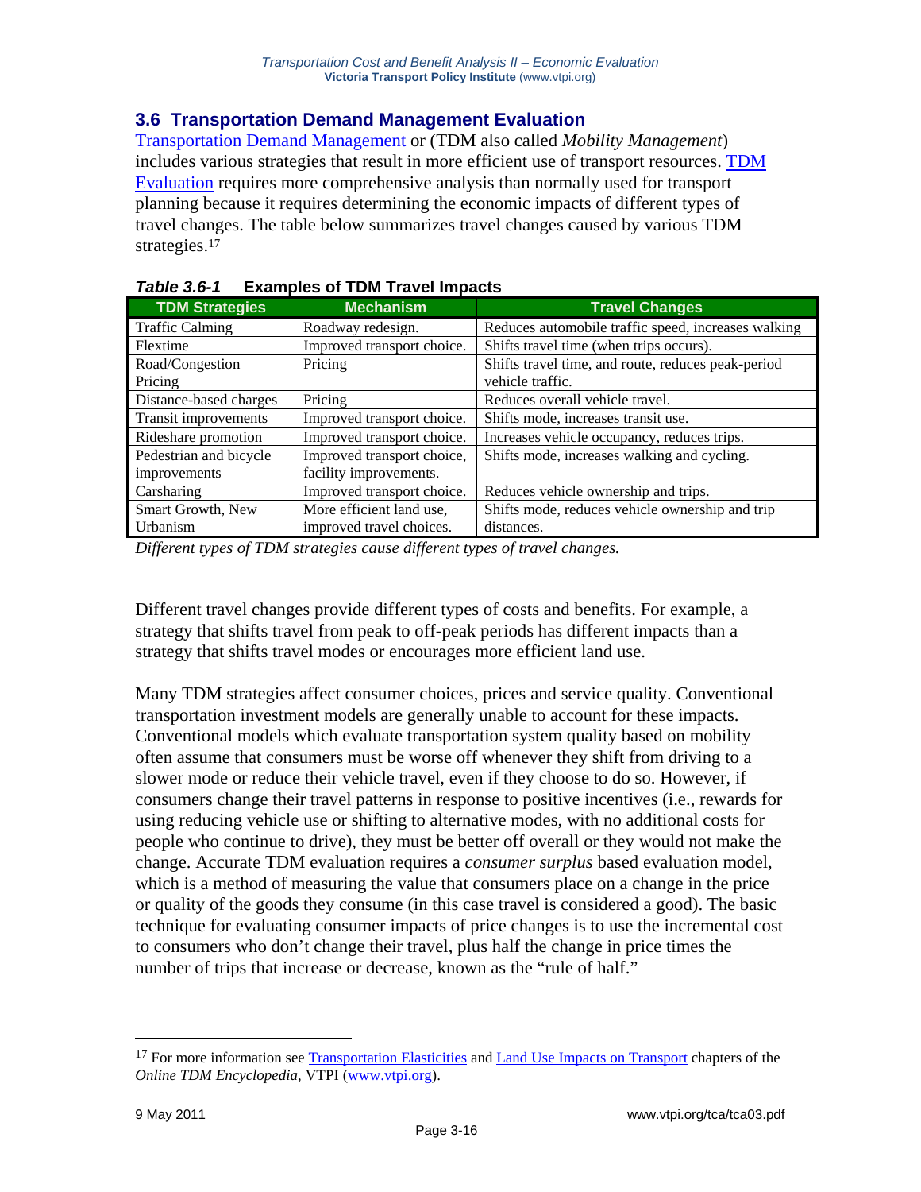## 3.6 Transportation Demand Management Evaluation

Transportation Demand Management or (TDM also called *Mobility Management*) includes various strategies that result in more efficient use of transport resources. TDM Evaluation requires more comprehensive analysis than normally used for transport planning because it requires determining the economic impacts of different types of travel changes. The table below summarizes travel changes caused by various TDM strategies.[17]

***Table 3.6-1*** **Examples of TDM Travel Impacts**

| TDM Strategies | Mechanism | Travel Changes |
|---|---|---|
| Traffic Calming | Roadway redesign. | Reduces automobile traffic speed, increases walking |
| Flextime | Improved transport choice. | Shifts travel time (when trips occurs). |
| Road/Congestion Pricing | Pricing | Shifts travel time, and route, reduces peak-period vehicle traffic. |
| Distance-based charges | Pricing | Reduces overall vehicle travel. |
| Transit improvements | Improved transport choice. | Shifts mode, increases transit use. |
| Rideshare promotion | Improved transport choice. | Increases vehicle occupancy, reduces trips. |
| Pedestrian and bicycle improvements | Improved transport choice, facility improvements. | Shifts mode, increases walking and cycling. |
| Carsharing | Improved transport choice. | Reduces vehicle ownership and trips. |
| Smart Growth, New Urbanism | More efficient land use, improved travel choices. | Shifts mode, reduces vehicle ownership and trip distances. |

*Different types of TDM strategies cause different types of travel changes.*

Different travel changes provide different types of costs and benefits. For example, a strategy that shifts travel from peak to off-peak periods has different impacts than a strategy that shifts travel modes or encourages more efficient land use.

Many TDM strategies affect consumer choices, prices and service quality. Conventional transportation investment models are generally unable to account for these impacts. Conventional models which evaluate transportation system quality based on mobility often assume that consumers must be worse off whenever they shift from driving to a slower mode or reduce their vehicle travel, even if they choose to do so. However, if consumers change their travel patterns in response to positive incentives (i.e., rewards for using reducing vehicle use or shifting to alternative modes, with no additional costs for people who continue to drive), they must be better off overall or they would not make the change. Accurate TDM evaluation requires a *consumer surplus* based evaluation model, which is a method of measuring the value that consumers place on a change in the price or quality of the goods they consume (in this case travel is considered a good). The basic technique for evaluating consumer impacts of price changes is to use the incremental cost to consumers who don't change their travel, plus half the change in price times the number of trips that increase or decrease, known as the "rule of half."

---

[17] For more information see Transportation Elasticities and Land Use Impacts on Transport chapters of the *Online TDM Encyclopedia*, VTPI (www.vtpi.org).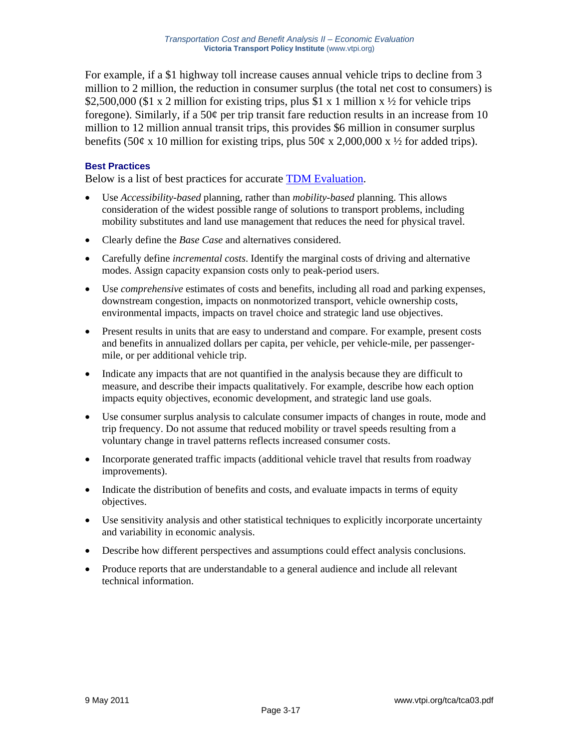For example, if a $1 highway toll increase causes annual vehicle trips to decline from 3 million to 2 million, the reduction in consumer surplus (the total net cost to consumers) is $2,500,000 ($1 x 2 million for existing trips, plus $1 x 1 million x ½ for vehicle trips foregone). Similarly, if a 50¢ per trip transit fare reduction results in an increase from 10 million to 12 million annual transit trips, this provides $6 million in consumer surplus benefits (50¢ x 10 million for existing trips, plus 50¢ x 2,000,000 x ½ for added trips).

### Best Practices

Below is a list of best practices for accurate TDM Evaluation.

- Use *Accessibility-based* planning, rather than *mobility-based* planning. This allows consideration of the widest possible range of solutions to transport problems, including mobility substitutes and land use management that reduces the need for physical travel.
- Clearly define the *Base Case* and alternatives considered.
- Carefully define *incremental costs*. Identify the marginal costs of driving and alternative modes. Assign capacity expansion costs only to peak-period users.
- Use *comprehensive* estimates of costs and benefits, including all road and parking expenses, downstream congestion, impacts on nonmotorized transport, vehicle ownership costs, environmental impacts, impacts on travel choice and strategic land use objectives.
- Present results in units that are easy to understand and compare. For example, present costs and benefits in annualized dollars per capita, per vehicle, per vehicle-mile, per passenger-mile, or per additional vehicle trip.
- Indicate any impacts that are not quantified in the analysis because they are difficult to measure, and describe their impacts qualitatively. For example, describe how each option impacts equity objectives, economic development, and strategic land use goals.
- Use consumer surplus analysis to calculate consumer impacts of changes in route, mode and trip frequency. Do not assume that reduced mobility or travel speeds resulting from a voluntary change in travel patterns reflects increased consumer costs.
- Incorporate generated traffic impacts (additional vehicle travel that results from roadway improvements).
- Indicate the distribution of benefits and costs, and evaluate impacts in terms of equity objectives.
- Use sensitivity analysis and other statistical techniques to explicitly incorporate uncertainty and variability in economic analysis.
- Describe how different perspectives and assumptions could effect analysis conclusions.
- Produce reports that are understandable to a general audience and include all relevant technical information.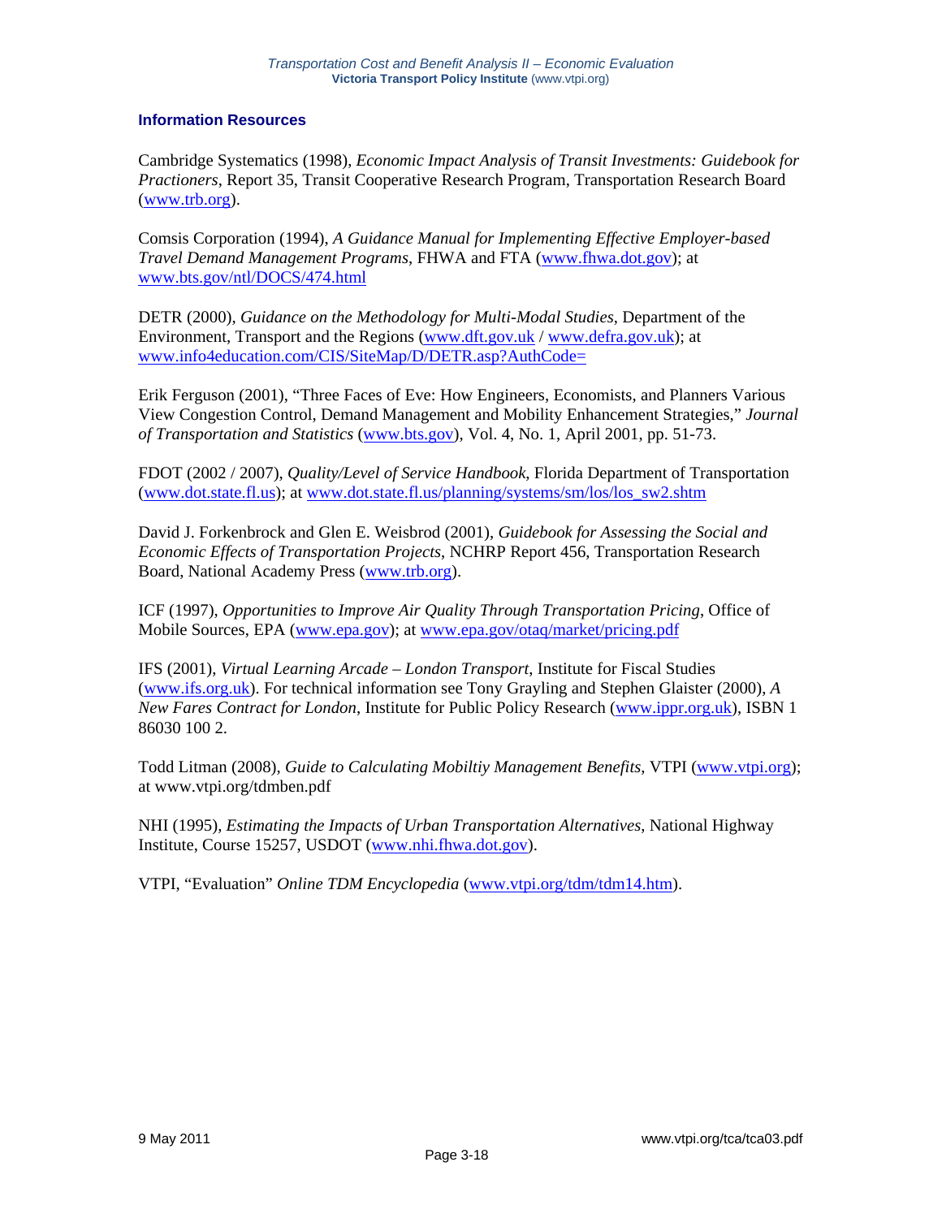### Information Resources

Cambridge Systematics (1998), *Economic Impact Analysis of Transit Investments: Guidebook for Practioners*, Report 35, Transit Cooperative Research Program, Transportation Research Board (www.trb.org).

Comsis Corporation (1994), *A Guidance Manual for Implementing Effective Employer-based Travel Demand Management Programs*, FHWA and FTA (www.fhwa.dot.gov); at www.bts.gov/ntl/DOCS/474.html

DETR (2000), *Guidance on the Methodology for Multi-Modal Studies*, Department of the Environment, Transport and the Regions (www.dft.gov.uk / www.defra.gov.uk); at www.info4education.com/CIS/SiteMap/D/DETR.asp?AuthCode=

Erik Ferguson (2001), "Three Faces of Eve: How Engineers, Economists, and Planners Various View Congestion Control, Demand Management and Mobility Enhancement Strategies," *Journal of Transportation and Statistics* (www.bts.gov), Vol. 4, No. 1, April 2001, pp. 51-73.

FDOT (2002 / 2007), *Quality/Level of Service Handbook*, Florida Department of Transportation (www.dot.state.fl.us); at www.dot.state.fl.us/planning/systems/sm/los/los_sw2.shtm

David J. Forkenbrock and Glen E. Weisbrod (2001), *Guidebook for Assessing the Social and Economic Effects of Transportation Projects*, NCHRP Report 456, Transportation Research Board, National Academy Press (www.trb.org).

ICF (1997), *Opportunities to Improve Air Quality Through Transportation Pricing*, Office of Mobile Sources, EPA (www.epa.gov); at www.epa.gov/otaq/market/pricing.pdf

IFS (2001), *Virtual Learning Arcade – London Transport*, Institute for Fiscal Studies (www.ifs.org.uk). For technical information see Tony Grayling and Stephen Glaister (2000), *A New Fares Contract for London*, Institute for Public Policy Research (www.ippr.org.uk), ISBN 1 86030 100 2.

Todd Litman (2008), *Guide to Calculating Mobiltiy Management Benefits*, VTPI (www.vtpi.org); at www.vtpi.org/tdmben.pdf

NHI (1995), *Estimating the Impacts of Urban Transportation Alternatives*, National Highway Institute, Course 15257, USDOT (www.nhi.fhwa.dot.gov).

VTPI, "Evaluation" *Online TDM Encyclopedia* (www.vtpi.org/tdm/tdm14.htm).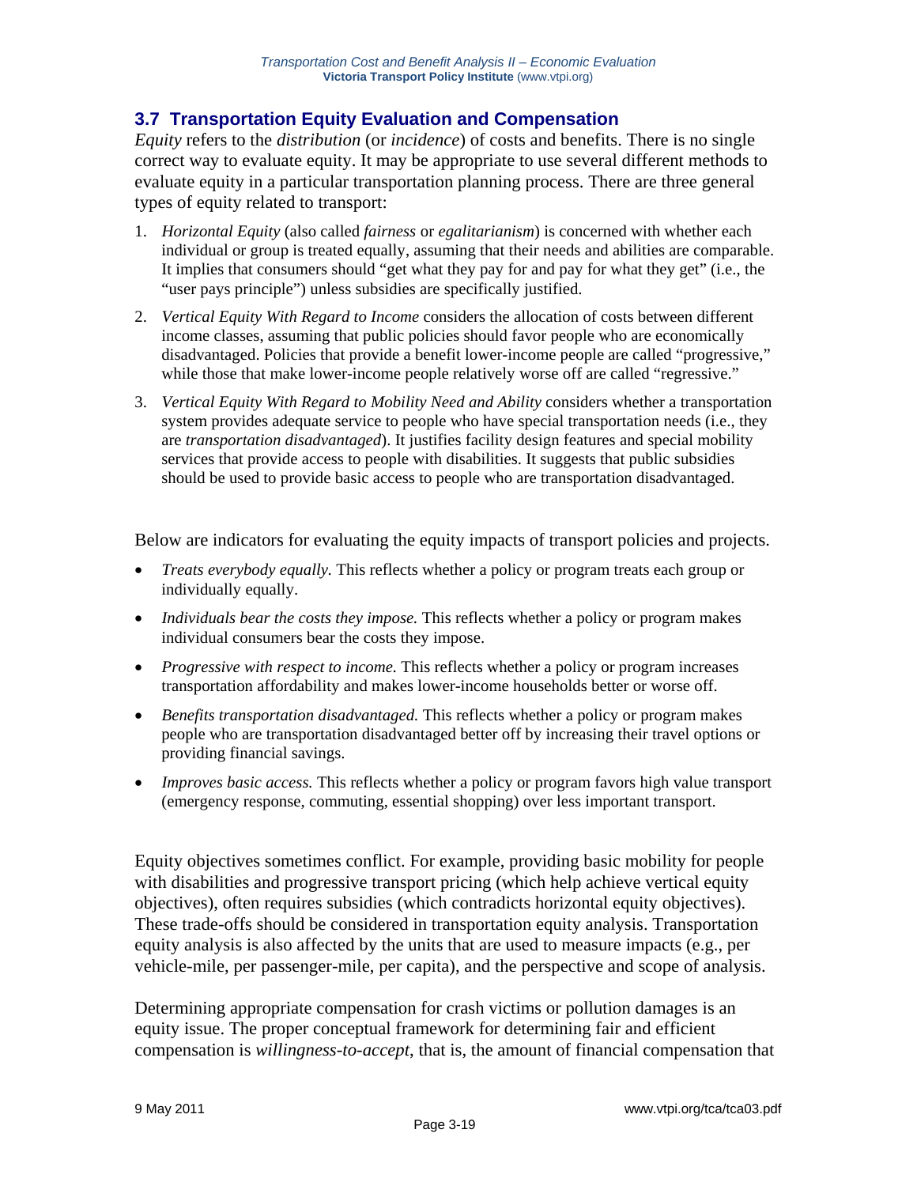## 3.7 Transportation Equity Evaluation and Compensation

*Equity* refers to the *distribution* (or *incidence*) of costs and benefits. There is no single correct way to evaluate equity. It may be appropriate to use several different methods to evaluate equity in a particular transportation planning process. There are three general types of equity related to transport:

1. *Horizontal Equity* (also called *fairness* or *egalitarianism*) is concerned with whether each individual or group is treated equally, assuming that their needs and abilities are comparable. It implies that consumers should "get what they pay for and pay for what they get" (i.e., the "user pays principle") unless subsidies are specifically justified.
2. *Vertical Equity With Regard to Income* considers the allocation of costs between different income classes, assuming that public policies should favor people who are economically disadvantaged. Policies that provide a benefit lower-income people are called "progressive," while those that make lower-income people relatively worse off are called "regressive."
3. *Vertical Equity With Regard to Mobility Need and Ability* considers whether a transportation system provides adequate service to people who have special transportation needs (i.e., they are *transportation disadvantaged*). It justifies facility design features and special mobility services that provide access to people with disabilities. It suggests that public subsidies should be used to provide basic access to people who are transportation disadvantaged.

Below are indicators for evaluating the equity impacts of transport policies and projects.

- *Treats everybody equally.* This reflects whether a policy or program treats each group or individually equally.
- *Individuals bear the costs they impose.* This reflects whether a policy or program makes individual consumers bear the costs they impose.
- *Progressive with respect to income.* This reflects whether a policy or program increases transportation affordability and makes lower-income households better or worse off.
- *Benefits transportation disadvantaged.* This reflects whether a policy or program makes people who are transportation disadvantaged better off by increasing their travel options or providing financial savings.
- *Improves basic access.* This reflects whether a policy or program favors high value transport (emergency response, commuting, essential shopping) over less important transport.

Equity objectives sometimes conflict. For example, providing basic mobility for people with disabilities and progressive transport pricing (which help achieve vertical equity objectives), often requires subsidies (which contradicts horizontal equity objectives). These trade-offs should be considered in transportation equity analysis. Transportation equity analysis is also affected by the units that are used to measure impacts (e.g., per vehicle-mile, per passenger-mile, per capita), and the perspective and scope of analysis.

Determining appropriate compensation for crash victims or pollution damages is an equity issue. The proper conceptual framework for determining fair and efficient compensation is *willingness-to-accept*, that is, the amount of financial compensation that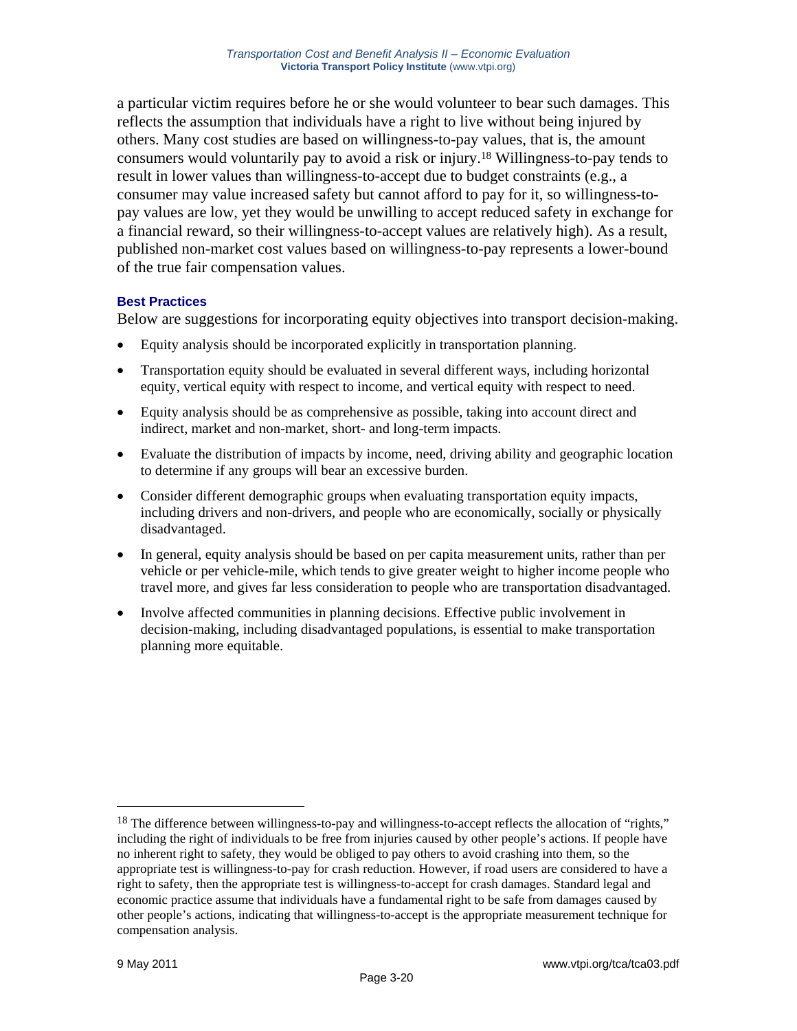a particular victim requires before he or she would volunteer to bear such damages. This reflects the assumption that individuals have a right to live without being injured by others. Many cost studies are based on willingness-to-pay values, that is, the amount consumers would voluntarily pay to avoid a risk or injury.[18] Willingness-to-pay tends to result in lower values than willingness-to-accept due to budget constraints (e.g., a consumer may value increased safety but cannot afford to pay for it, so willingness-to-pay values are low, yet they would be unwilling to accept reduced safety in exchange for a financial reward, so their willingness-to-accept values are relatively high). As a result, published non-market cost values based on willingness-to-pay represents a lower-bound of the true fair compensation values.

### Best Practices

Below are suggestions for incorporating equity objectives into transport decision-making.

- Equity analysis should be incorporated explicitly in transportation planning.
- Transportation equity should be evaluated in several different ways, including horizontal equity, vertical equity with respect to income, and vertical equity with respect to need.
- Equity analysis should be as comprehensive as possible, taking into account direct and indirect, market and non-market, short- and long-term impacts.
- Evaluate the distribution of impacts by income, need, driving ability and geographic location to determine if any groups will bear an excessive burden.
- Consider different demographic groups when evaluating transportation equity impacts, including drivers and non-drivers, and people who are economically, socially or physically disadvantaged.
- In general, equity analysis should be based on per capita measurement units, rather than per vehicle or per vehicle-mile, which tends to give greater weight to higher income people who travel more, and gives far less consideration to people who are transportation disadvantaged.
- Involve affected communities in planning decisions. Effective public involvement in decision-making, including disadvantaged populations, is essential to make transportation planning more equitable.

---

[18] The difference between willingness-to-pay and willingness-to-accept reflects the allocation of "rights," including the right of individuals to be free from injuries caused by other people's actions. If people have no inherent right to safety, they would be obliged to pay others to avoid crashing into them, so the appropriate test is willingness-to-pay for crash reduction. However, if road users are considered to have a right to safety, then the appropriate test is willingness-to-accept for crash damages. Standard legal and economic practice assume that individuals have a fundamental right to be safe from damages caused by other people's actions, indicating that willingness-to-accept is the appropriate measurement technique for compensation analysis.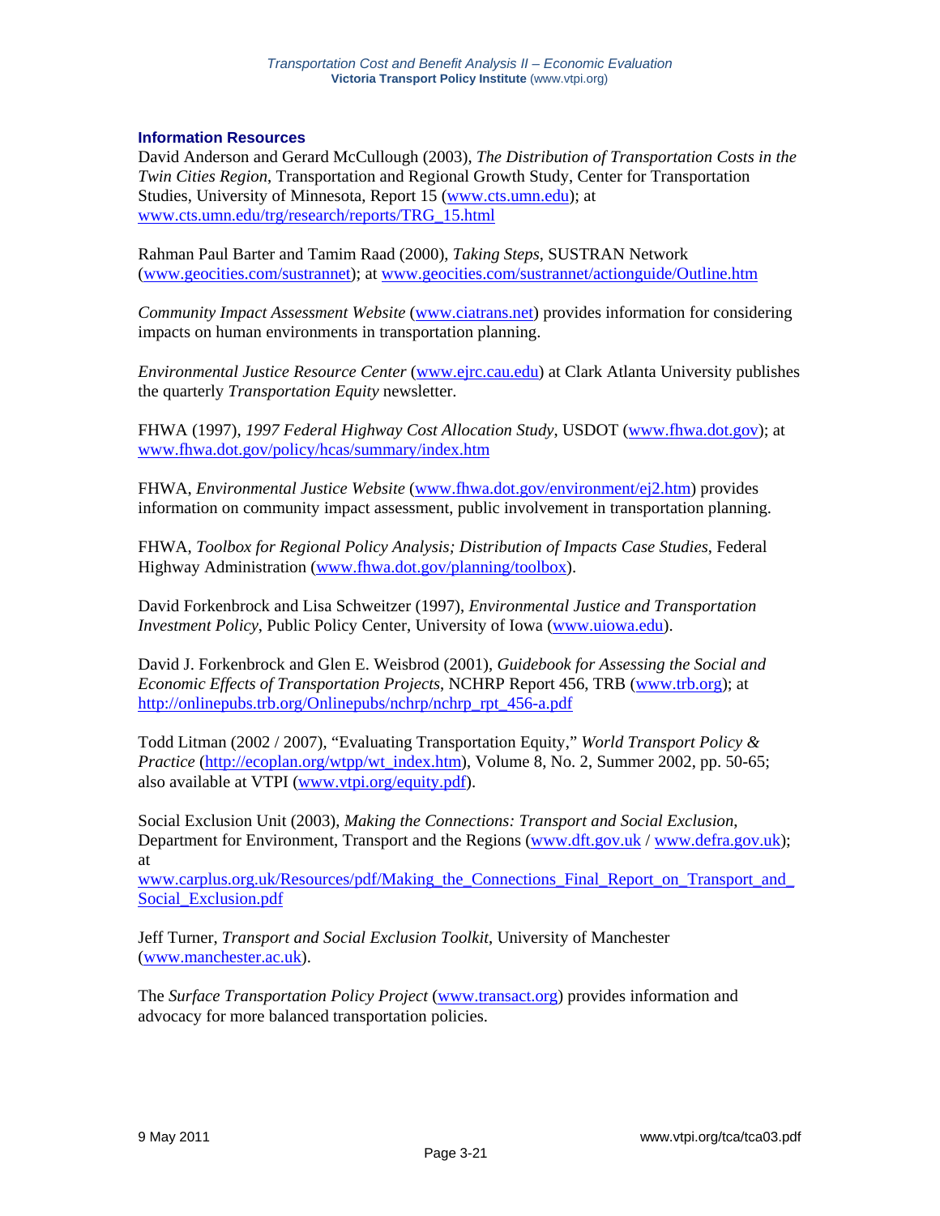### Information Resources

David Anderson and Gerard McCullough (2003), *The Distribution of Transportation Costs in the Twin Cities Region*, Transportation and Regional Growth Study, Center for Transportation Studies, University of Minnesota, Report 15 (www.cts.umn.edu); at www.cts.umn.edu/trg/research/reports/TRG_15.html

Rahman Paul Barter and Tamim Raad (2000), *Taking Steps*, SUSTRAN Network (www.geocities.com/sustrannet); at www.geocities.com/sustrannet/actionguide/Outline.htm

*Community Impact Assessment Website* (www.ciatrans.net) provides information for considering impacts on human environments in transportation planning.

*Environmental Justice Resource Center* (www.ejrc.cau.edu) at Clark Atlanta University publishes the quarterly *Transportation Equity* newsletter.

FHWA (1997), *1997 Federal Highway Cost Allocation Study*, USDOT (www.fhwa.dot.gov); at www.fhwa.dot.gov/policy/hcas/summary/index.htm

FHWA, *Environmental Justice Website* (www.fhwa.dot.gov/environment/ej2.htm) provides information on community impact assessment, public involvement in transportation planning.

FHWA, *Toolbox for Regional Policy Analysis; Distribution of Impacts Case Studies*, Federal Highway Administration (www.fhwa.dot.gov/planning/toolbox).

David Forkenbrock and Lisa Schweitzer (1997), *Environmental Justice and Transportation Investment Policy*, Public Policy Center, University of Iowa (www.uiowa.edu).

David J. Forkenbrock and Glen E. Weisbrod (2001), *Guidebook for Assessing the Social and Economic Effects of Transportation Projects*, NCHRP Report 456, TRB (www.trb.org); at http://onlinepubs.trb.org/Onlinepubs/nchrp/nchrp_rpt_456-a.pdf

Todd Litman (2002 / 2007), "Evaluating Transportation Equity," *World Transport Policy & Practice* (http://ecoplan.org/wtpp/wt_index.htm), Volume 8, No. 2, Summer 2002, pp. 50-65; also available at VTPI (www.vtpi.org/equity.pdf).

Social Exclusion Unit (2003), *Making the Connections: Transport and Social Exclusion*, Department for Environment, Transport and the Regions (www.dft.gov.uk / www.defra.gov.uk); at www.carplus.org.uk/Resources/pdf/Making_the_Connections_Final_Report_on_Transport_and_Social_Exclusion.pdf

Jeff Turner, *Transport and Social Exclusion Toolkit*, University of Manchester (www.manchester.ac.uk).

The *Surface Transportation Policy Project* (www.transact.org) provides information and advocacy for more balanced transportation policies.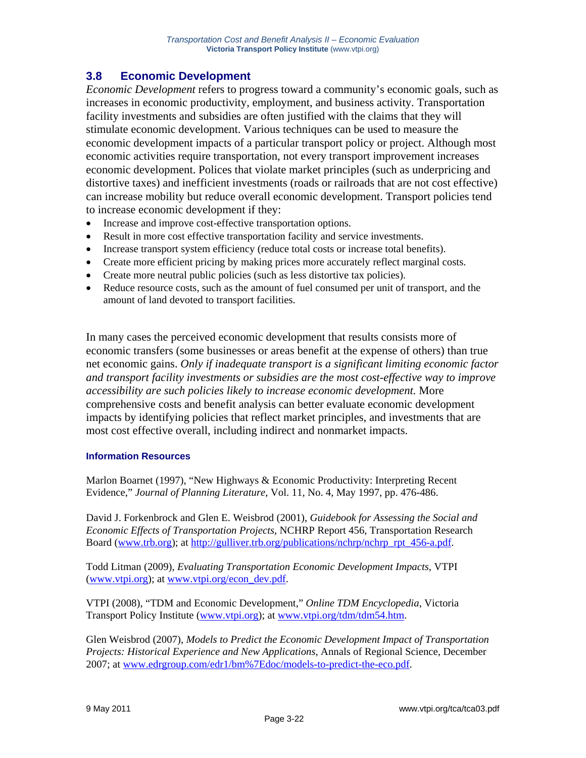## 3.8 Economic Development

*Economic Development* refers to progress toward a community's economic goals, such as increases in economic productivity, employment, and business activity. Transportation facility investments and subsidies are often justified with the claims that they will stimulate economic development. Various techniques can be used to measure the economic development impacts of a particular transport policy or project. Although most economic activities require transportation, not every transport improvement increases economic development. Polices that violate market principles (such as underpricing and distortive taxes) and inefficient investments (roads or railroads that are not cost effective) can increase mobility but reduce overall economic development. Transport policies tend to increase economic development if they:

- Increase and improve cost-effective transportation options.
- Result in more cost effective transportation facility and service investments.
- Increase transport system efficiency (reduce total costs or increase total benefits).
- Create more efficient pricing by making prices more accurately reflect marginal costs.
- Create more neutral public policies (such as less distortive tax policies).
- Reduce resource costs, such as the amount of fuel consumed per unit of transport, and the amount of land devoted to transport facilities.

In many cases the perceived economic development that results consists more of economic transfers (some businesses or areas benefit at the expense of others) than true net economic gains. *Only if inadequate transport is a significant limiting economic factor and transport facility investments or subsidies are the most cost-effective way to improve accessibility are such policies likely to increase economic development.* More comprehensive costs and benefit analysis can better evaluate economic development impacts by identifying policies that reflect market principles, and investments that are most cost effective overall, including indirect and nonmarket impacts.

#### Information Resources

Marlon Boarnet (1997), "New Highways & Economic Productivity: Interpreting Recent Evidence," *Journal of Planning Literature*, Vol. 11, No. 4, May 1997, pp. 476-486.

David J. Forkenbrock and Glen E. Weisbrod (2001), *Guidebook for Assessing the Social and Economic Effects of Transportation Projects*, NCHRP Report 456, Transportation Research Board (www.trb.org); at http://gulliver.trb.org/publications/nchrp/nchrp_rpt_456-a.pdf.

Todd Litman (2009), *Evaluating Transportation Economic Development Impacts*, VTPI (www.vtpi.org); at www.vtpi.org/econ_dev.pdf.

VTPI (2008), "TDM and Economic Development," *Online TDM Encyclopedia*, Victoria Transport Policy Institute (www.vtpi.org); at www.vtpi.org/tdm/tdm54.htm.

Glen Weisbrod (2007), *Models to Predict the Economic Development Impact of Transportation Projects: Historical Experience and New Applications*, Annals of Regional Science, December 2007; at www.edrgroup.com/edr1/bm%7Edoc/models-to-predict-the-eco.pdf.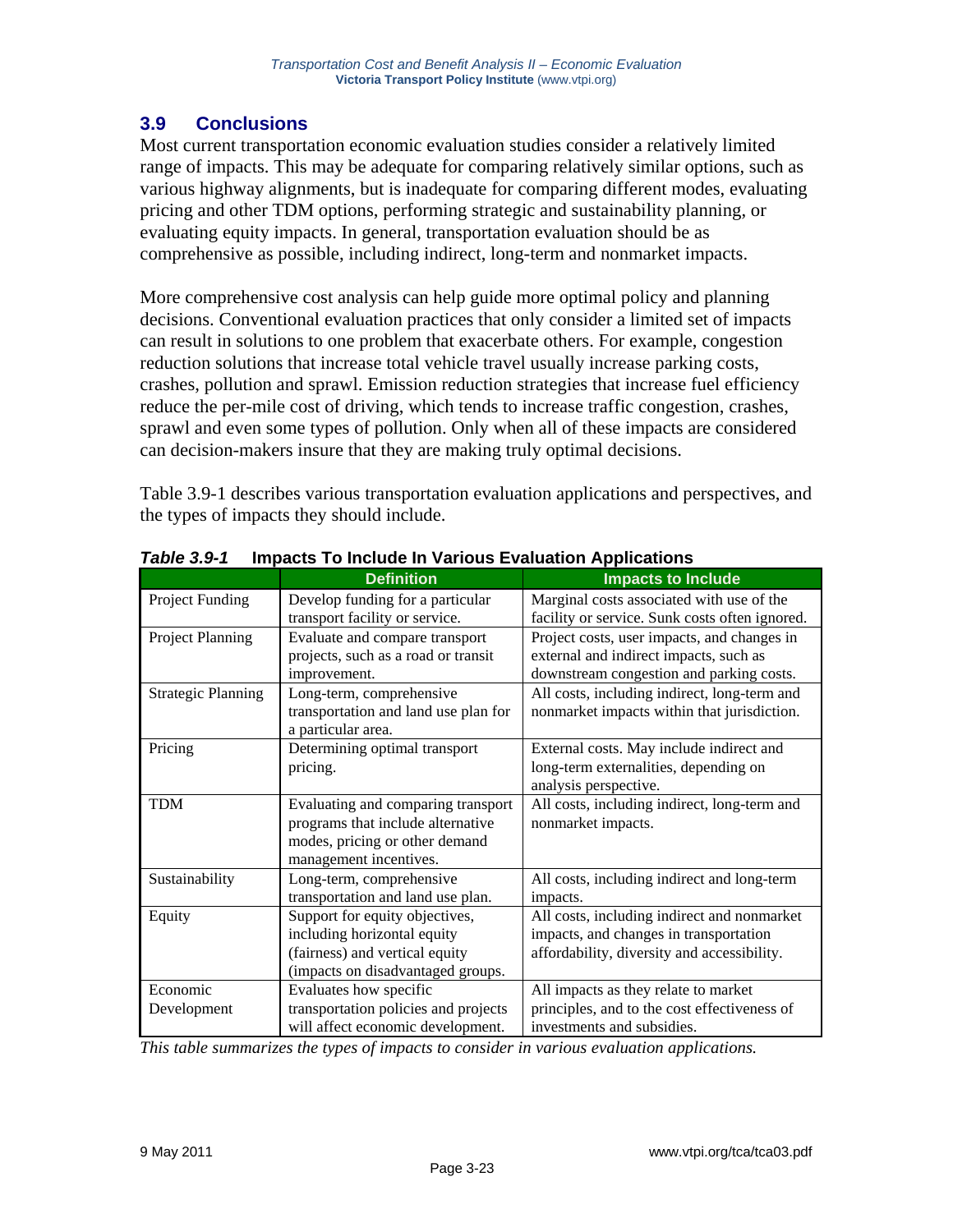## 3.9 Conclusions

Most current transportation economic evaluation studies consider a relatively limited range of impacts. This may be adequate for comparing relatively similar options, such as various highway alignments, but is inadequate for comparing different modes, evaluating pricing and other TDM options, performing strategic and sustainability planning, or evaluating equity impacts. In general, transportation evaluation should be as comprehensive as possible, including indirect, long-term and nonmarket impacts.

More comprehensive cost analysis can help guide more optimal policy and planning decisions. Conventional evaluation practices that only consider a limited set of impacts can result in solutions to one problem that exacerbate others. For example, congestion reduction solutions that increase total vehicle travel usually increase parking costs, crashes, pollution and sprawl. Emission reduction strategies that increase fuel efficiency reduce the per-mile cost of driving, which tends to increase traffic congestion, crashes, sprawl and even some types of pollution. Only when all of these impacts are considered can decision-makers insure that they are making truly optimal decisions.

Table 3.9-1 describes various transportation evaluation applications and perspectives, and the types of impacts they should include.

***Table 3.9-1*** **Impacts To Include In Various Evaluation Applications**

| | Definition | Impacts to Include |
|---|---|---|
| Project Funding | Develop funding for a particular transport facility or service. | Marginal costs associated with use of the facility or service. Sunk costs often ignored. |
| Project Planning | Evaluate and compare transport projects, such as a road or transit improvement. | Project costs, user impacts, and changes in external and indirect impacts, such as downstream congestion and parking costs. |
| Strategic Planning | Long-term, comprehensive transportation and land use plan for a particular area. | All costs, including indirect, long-term and nonmarket impacts within that jurisdiction. |
| Pricing | Determining optimal transport pricing. | External costs. May include indirect and long-term externalities, depending on analysis perspective. |
| TDM | Evaluating and comparing transport programs that include alternative modes, pricing or other demand management incentives. | All costs, including indirect, long-term and nonmarket impacts. |
| Sustainability | Long-term, comprehensive transportation and land use plan. | All costs, including indirect and long-term impacts. |
| Equity | Support for equity objectives, including horizontal equity (fairness) and vertical equity (impacts on disadvantaged groups. | All costs, including indirect and nonmarket impacts, and changes in transportation affordability, diversity and accessibility. |
| Economic Development | Evaluates how specific transportation policies and projects will affect economic development. | All impacts as they relate to market principles, and to the cost effectiveness of investments and subsidies. |

*This table summarizes the types of impacts to consider in various evaluation applications.*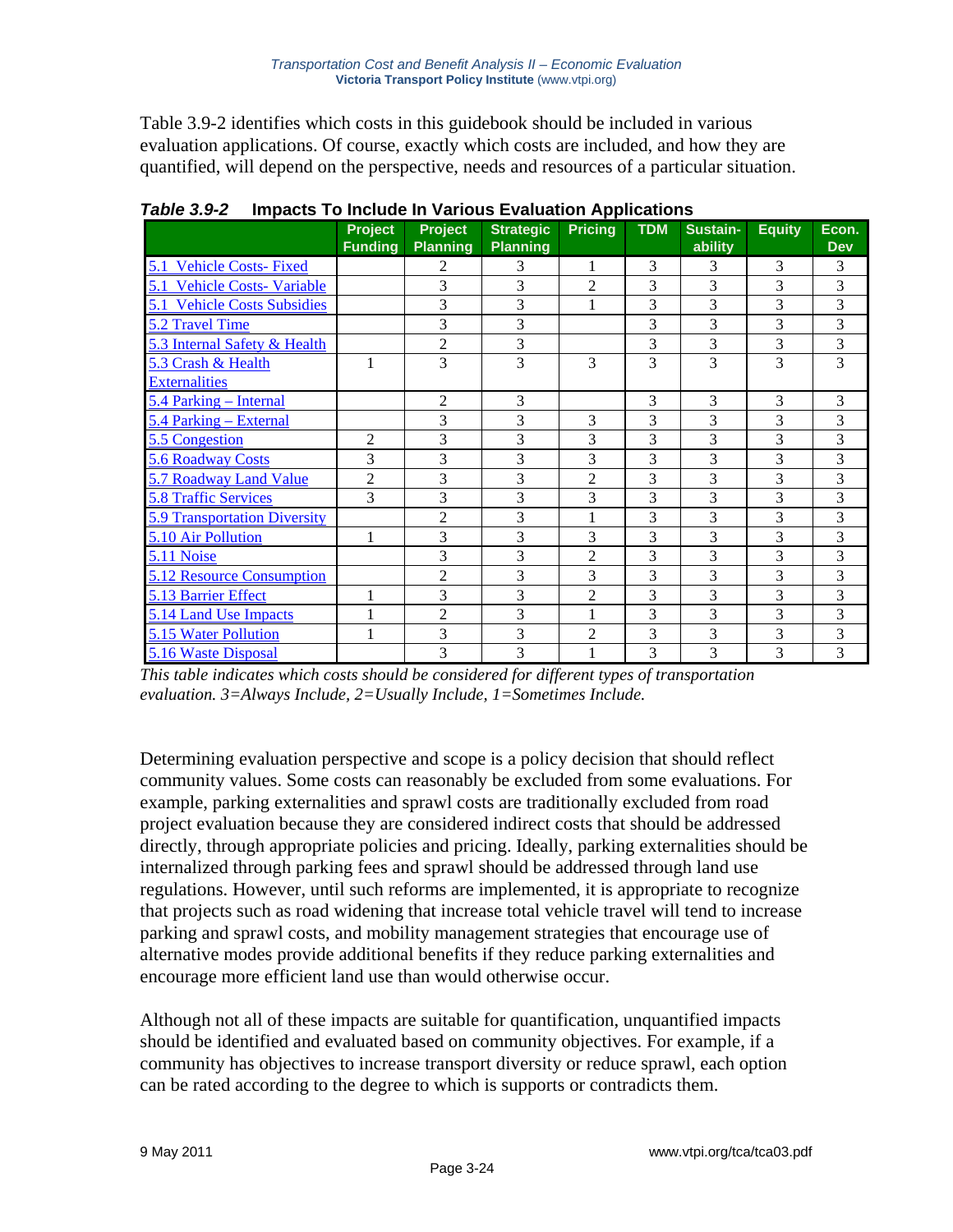Table 3.9-2 identifies which costs in this guidebook should be included in various evaluation applications. Of course, exactly which costs are included, and how they are quantified, will depend on the perspective, needs and resources of a particular situation.

***Table 3.9-2*** **Impacts To Include In Various Evaluation Applications**

| | Project Funding | Project Planning | Strategic Planning | Pricing | TDM | Sustain-ability | Equity | Econ. Dev |
|---|---|---|---|---|---|---|---|---|
| 5.1 Vehicle Costs- Fixed | | 2 | 3 | 1 | 3 | 3 | 3 | 3 |
| 5.1 Vehicle Costs- Variable | | 3 | 3 | 2 | 3 | 3 | 3 | 3 |
| 5.1 Vehicle Costs Subsidies | | 3 | 3 | 1 | 3 | 3 | 3 | 3 |
| 5.2 Travel Time | | 3 | 3 | | 3 | 3 | 3 | 3 |
| 5.3 Internal Safety & Health | | 2 | 3 | | 3 | 3 | 3 | 3 |
| 5.3 Crash & Health Externalities | 1 | 3 | 3 | 3 | 3 | 3 | 3 | 3 |
| 5.4 Parking – Internal | | 2 | 3 | | 3 | 3 | 3 | 3 |
| 5.4 Parking – External | | 3 | 3 | 3 | 3 | 3 | 3 | 3 |
| 5.5 Congestion | 2 | 3 | 3 | 3 | 3 | 3 | 3 | 3 |
| 5.6 Roadway Costs | 3 | 3 | 3 | 3 | 3 | 3 | 3 | 3 |
| 5.7 Roadway Land Value | 2 | 3 | 3 | 2 | 3 | 3 | 3 | 3 |
| 5.8 Traffic Services | 3 | 3 | 3 | 3 | 3 | 3 | 3 | 3 |
| 5.9 Transportation Diversity | | 2 | 3 | 1 | 3 | 3 | 3 | 3 |
| 5.10 Air Pollution | 1 | 3 | 3 | 3 | 3 | 3 | 3 | 3 |
| 5.11 Noise | | 3 | 3 | 2 | 3 | 3 | 3 | 3 |
| 5.12 Resource Consumption | | 2 | 3 | 3 | 3 | 3 | 3 | 3 |
| 5.13 Barrier Effect | 1 | 3 | 3 | 2 | 3 | 3 | 3 | 3 |
| 5.14 Land Use Impacts | 1 | 2 | 3 | 1 | 3 | 3 | 3 | 3 |
| 5.15 Water Pollution | 1 | 3 | 3 | 2 | 3 | 3 | 3 | 3 |
| 5.16 Waste Disposal | | 3 | 3 | 1 | 3 | 3 | 3 | 3 |

*This table indicates which costs should be considered for different types of transportation evaluation. 3=Always Include, 2=Usually Include, 1=Sometimes Include.*

Determining evaluation perspective and scope is a policy decision that should reflect community values. Some costs can reasonably be excluded from some evaluations. For example, parking externalities and sprawl costs are traditionally excluded from road project evaluation because they are considered indirect costs that should be addressed directly, through appropriate policies and pricing. Ideally, parking externalities should be internalized through parking fees and sprawl should be addressed through land use regulations. However, until such reforms are implemented, it is appropriate to recognize that projects such as road widening that increase total vehicle travel will tend to increase parking and sprawl costs, and mobility management strategies that encourage use of alternative modes provide additional benefits if they reduce parking externalities and encourage more efficient land use than would otherwise occur.

Although not all of these impacts are suitable for quantification, unquantified impacts should be identified and evaluated based on community objectives. For example, if a community has objectives to increase transport diversity or reduce sprawl, each option can be rated according to the degree to which is supports or contradicts them.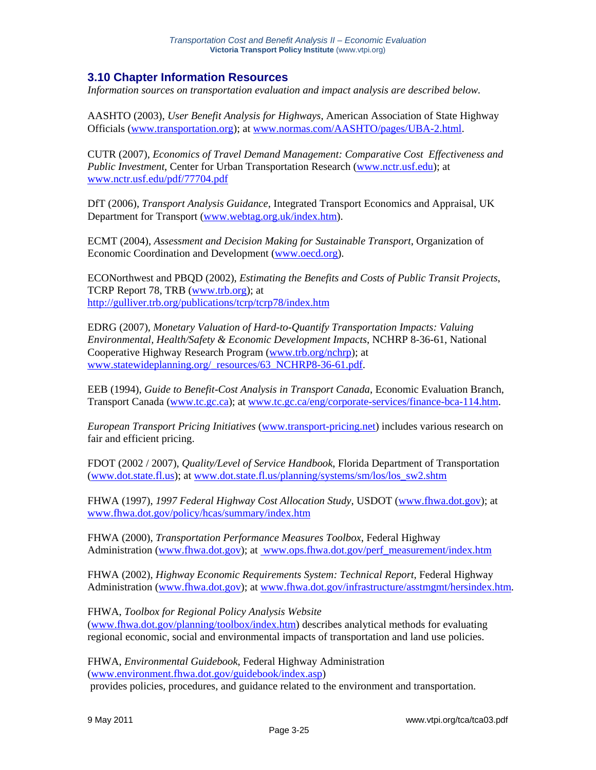## 3.10 Chapter Information Resources

*Information sources on transportation evaluation and impact analysis are described below.*

AASHTO (2003), *User Benefit Analysis for Highways*, American Association of State Highway Officials (www.transportation.org); at www.normas.com/AASHTO/pages/UBA-2.html.

CUTR (2007), *Economics of Travel Demand Management: Comparative Cost Effectiveness and Public Investment*, Center for Urban Transportation Research (www.nctr.usf.edu); at www.nctr.usf.edu/pdf/77704.pdf

DfT (2006), *Transport Analysis Guidance*, Integrated Transport Economics and Appraisal, UK Department for Transport (www.webtag.org.uk/index.htm).

ECMT (2004), *Assessment and Decision Making for Sustainable Transport*, Organization of Economic Coordination and Development (www.oecd.org).

ECONorthwest and PBQD (2002), *Estimating the Benefits and Costs of Public Transit Projects*, TCRP Report 78, TRB (www.trb.org); at http://gulliver.trb.org/publications/tcrp/tcrp78/index.htm

EDRG (2007), *Monetary Valuation of Hard-to-Quantify Transportation Impacts: Valuing Environmental, Health/Safety & Economic Development Impacts*, NCHRP 8-36-61, National Cooperative Highway Research Program (www.trb.org/nchrp); at www.statewideplanning.org/_resources/63_NCHRP8-36-61.pdf.

EEB (1994), *Guide to Benefit-Cost Analysis in Transport Canada*, Economic Evaluation Branch, Transport Canada (www.tc.gc.ca); at www.tc.gc.ca/eng/corporate-services/finance-bca-114.htm.

*European Transport Pricing Initiatives* (www.transport-pricing.net) includes various research on fair and efficient pricing.

FDOT (2002 / 2007), *Quality/Level of Service Handbook*, Florida Department of Transportation (www.dot.state.fl.us); at www.dot.state.fl.us/planning/systems/sm/los/los_sw2.shtm

FHWA (1997), *1997 Federal Highway Cost Allocation Study*, USDOT (www.fhwa.dot.gov); at www.fhwa.dot.gov/policy/hcas/summary/index.htm

FHWA (2000), *Transportation Performance Measures Toolbox*, Federal Highway Administration (www.fhwa.dot.gov); at www.ops.fhwa.dot.gov/perf_measurement/index.htm

FHWA (2002), *Highway Economic Requirements System: Technical Report*, Federal Highway Administration (www.fhwa.dot.gov); at www.fhwa.dot.gov/infrastructure/asstmgmt/hersindex.htm.

FHWA, *Toolbox for Regional Policy Analysis Website* (www.fhwa.dot.gov/planning/toolbox/index.htm) describes analytical methods for evaluating regional economic, social and environmental impacts of transportation and land use policies.

FHWA, *Environmental Guidebook*, Federal Highway Administration (www.environment.fhwa.dot.gov/guidebook/index.asp) provides policies, procedures, and guidance related to the environment and transportation.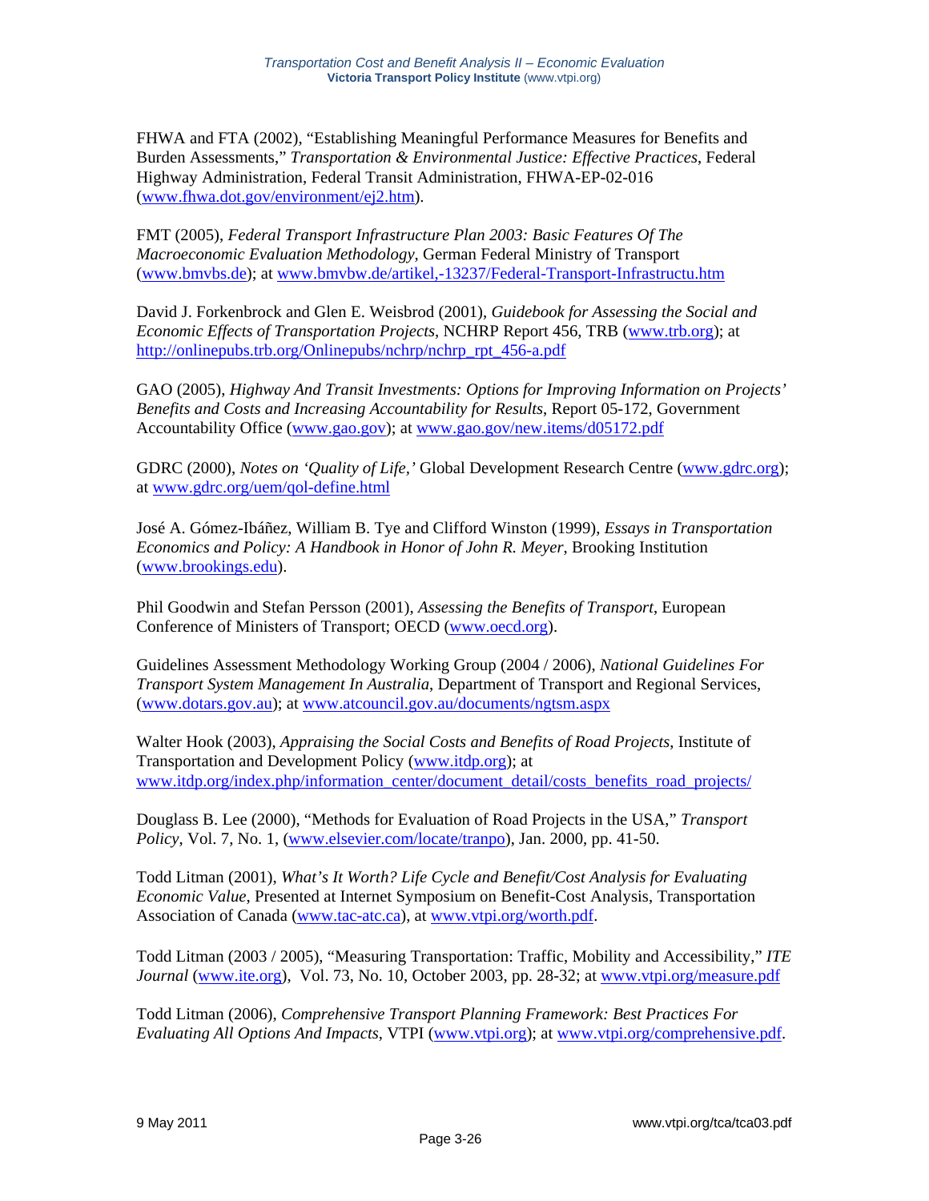FHWA and FTA (2002), "Establishing Meaningful Performance Measures for Benefits and Burden Assessments," *Transportation & Environmental Justice: Effective Practices*, Federal Highway Administration, Federal Transit Administration, FHWA-EP-02-016 (www.fhwa.dot.gov/environment/ej2.htm).

FMT (2005), *Federal Transport Infrastructure Plan 2003: Basic Features Of The Macroeconomic Evaluation Methodology*, German Federal Ministry of Transport (www.bmvbs.de); at www.bmvbw.de/artikel,-13237/Federal-Transport-Infrastructu.htm

David J. Forkenbrock and Glen E. Weisbrod (2001), *Guidebook for Assessing the Social and Economic Effects of Transportation Projects*, NCHRP Report 456, TRB (www.trb.org); at http://onlinepubs.trb.org/Onlinepubs/nchrp/nchrp_rpt_456-a.pdf

GAO (2005), *Highway And Transit Investments: Options for Improving Information on Projects' Benefits and Costs and Increasing Accountability for Results*, Report 05-172, Government Accountability Office (www.gao.gov); at www.gao.gov/new.items/d05172.pdf

GDRC (2000), *Notes on 'Quality of Life,'* Global Development Research Centre (www.gdrc.org); at www.gdrc.org/uem/qol-define.html

José A. Gómez-Ibáñez, William B. Tye and Clifford Winston (1999), *Essays in Transportation Economics and Policy: A Handbook in Honor of John R. Meyer*, Brooking Institution (www.brookings.edu).

Phil Goodwin and Stefan Persson (2001), *Assessing the Benefits of Transport*, European Conference of Ministers of Transport; OECD (www.oecd.org).

Guidelines Assessment Methodology Working Group (2004 / 2006), *National Guidelines For Transport System Management In Australia*, Department of Transport and Regional Services, (www.dotars.gov.au); at www.atcouncil.gov.au/documents/ngtsm.aspx

Walter Hook (2003), *Appraising the Social Costs and Benefits of Road Projects*, Institute of Transportation and Development Policy (www.itdp.org); at www.itdp.org/index.php/information_center/document_detail/costs_benefits_road_projects/

Douglass B. Lee (2000), "Methods for Evaluation of Road Projects in the USA," *Transport Policy*, Vol. 7, No. 1, (www.elsevier.com/locate/tranpo), Jan. 2000, pp. 41-50.

Todd Litman (2001), *What's It Worth? Life Cycle and Benefit/Cost Analysis for Evaluating Economic Value*, Presented at Internet Symposium on Benefit-Cost Analysis, Transportation Association of Canada (www.tac-atc.ca), at www.vtpi.org/worth.pdf.

Todd Litman (2003 / 2005), "Measuring Transportation: Traffic, Mobility and Accessibility," *ITE Journal* (www.ite.org), Vol. 73, No. 10, October 2003, pp. 28-32; at www.vtpi.org/measure.pdf

Todd Litman (2006), *Comprehensive Transport Planning Framework: Best Practices For Evaluating All Options And Impacts*, VTPI (www.vtpi.org); at www.vtpi.org/comprehensive.pdf.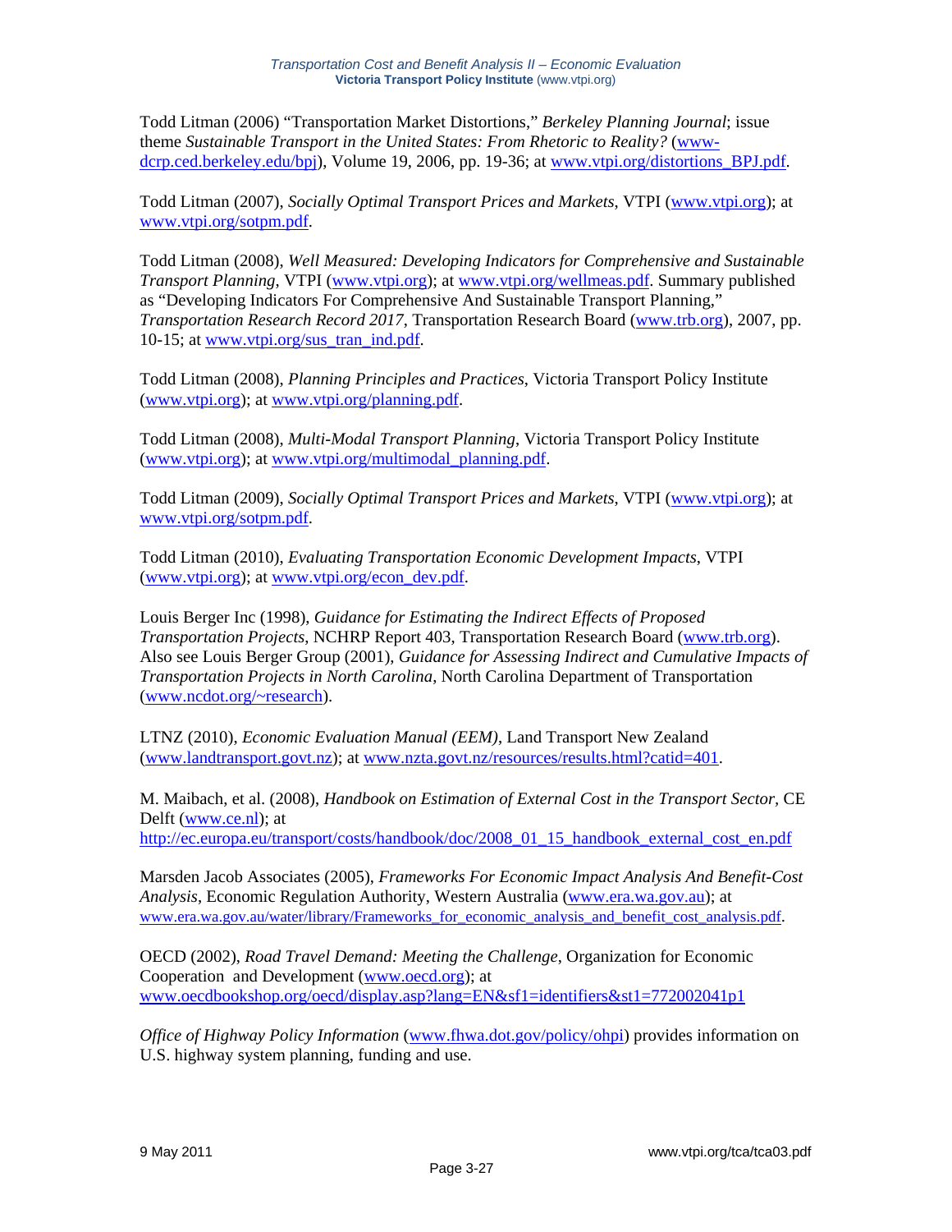Todd Litman (2006) "Transportation Market Distortions," *Berkeley Planning Journal*; issue theme *Sustainable Transport in the United States: From Rhetoric to Reality?* (www-dcrp.ced.berkeley.edu/bpj), Volume 19, 2006, pp. 19-36; at www.vtpi.org/distortions_BPJ.pdf.

Todd Litman (2007), *Socially Optimal Transport Prices and Markets*, VTPI (www.vtpi.org); at www.vtpi.org/sotpm.pdf.

Todd Litman (2008), *Well Measured: Developing Indicators for Comprehensive and Sustainable Transport Planning*, VTPI (www.vtpi.org); at www.vtpi.org/wellmeas.pdf. Summary published as "Developing Indicators For Comprehensive And Sustainable Transport Planning," *Transportation Research Record 2017*, Transportation Research Board (www.trb.org), 2007, pp. 10-15; at www.vtpi.org/sus_tran_ind.pdf.

Todd Litman (2008), *Planning Principles and Practices*, Victoria Transport Policy Institute (www.vtpi.org); at www.vtpi.org/planning.pdf.

Todd Litman (2008), *Multi-Modal Transport Planning*, Victoria Transport Policy Institute (www.vtpi.org); at www.vtpi.org/multimodal_planning.pdf.

Todd Litman (2009), *Socially Optimal Transport Prices and Markets*, VTPI (www.vtpi.org); at www.vtpi.org/sotpm.pdf.

Todd Litman (2010), *Evaluating Transportation Economic Development Impacts*, VTPI (www.vtpi.org); at www.vtpi.org/econ_dev.pdf.

Louis Berger Inc (1998), *Guidance for Estimating the Indirect Effects of Proposed Transportation Projects*, NCHRP Report 403, Transportation Research Board (www.trb.org). Also see Louis Berger Group (2001), *Guidance for Assessing Indirect and Cumulative Impacts of Transportation Projects in North Carolina*, North Carolina Department of Transportation (www.ncdot.org/~research).

LTNZ (2010), *Economic Evaluation Manual (EEM)*, Land Transport New Zealand (www.landtransport.govt.nz); at www.nzta.govt.nz/resources/results.html?catid=401.

M. Maibach, et al. (2008), *Handbook on Estimation of External Cost in the Transport Sector*, CE Delft (www.ce.nl); at http://ec.europa.eu/transport/costs/handbook/doc/2008_01_15_handbook_external_cost_en.pdf

Marsden Jacob Associates (2005), *Frameworks For Economic Impact Analysis And Benefit-Cost Analysis*, Economic Regulation Authority, Western Australia (www.era.wa.gov.au); at www.era.wa.gov.au/water/library/Frameworks_for_economic_analysis_and_benefit_cost_analysis.pdf.

OECD (2002), *Road Travel Demand: Meeting the Challenge*, Organization for Economic Cooperation and Development (www.oecd.org); at www.oecdbookshop.org/oecd/display.asp?lang=EN&sf1=identifiers&st1=772002041p1

*Office of Highway Policy Information* (www.fhwa.dot.gov/policy/ohpi) provides information on U.S. highway system planning, funding and use.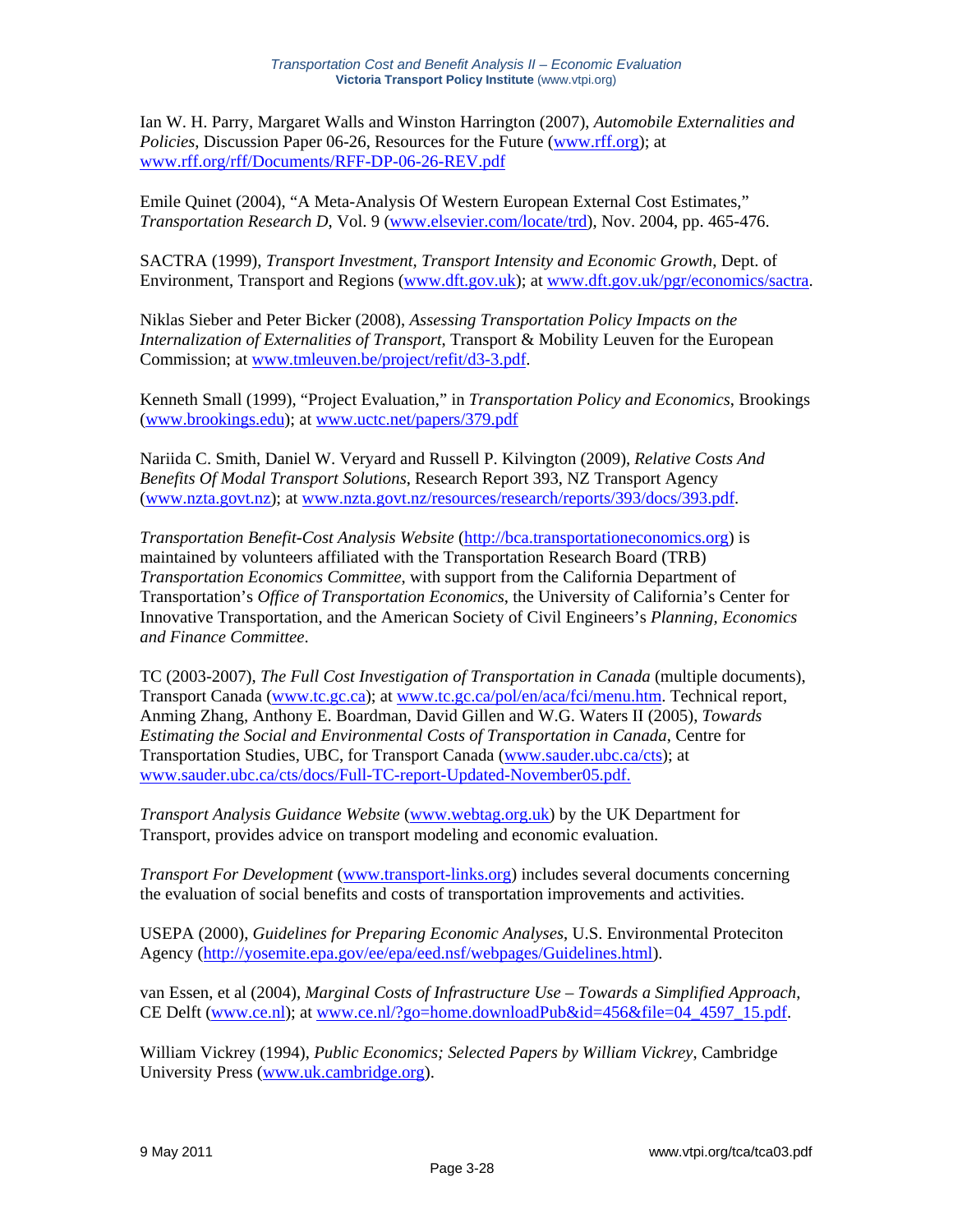Ian W. H. Parry, Margaret Walls and Winston Harrington (2007), *Automobile Externalities and Policies*, Discussion Paper 06-26, Resources for the Future (www.rff.org); at www.rff.org/rff/Documents/RFF-DP-06-26-REV.pdf

Emile Quinet (2004), "A Meta-Analysis Of Western European External Cost Estimates," *Transportation Research D*, Vol. 9 (www.elsevier.com/locate/trd), Nov. 2004, pp. 465-476.

SACTRA (1999), *Transport Investment, Transport Intensity and Economic Growth*, Dept. of Environment, Transport and Regions (www.dft.gov.uk); at www.dft.gov.uk/pgr/economics/sactra.

Niklas Sieber and Peter Bicker (2008), *Assessing Transportation Policy Impacts on the Internalization of Externalities of Transport*, Transport & Mobility Leuven for the European Commission; at www.tmleuven.be/project/refit/d3-3.pdf.

Kenneth Small (1999), "Project Evaluation," in *Transportation Policy and Economics*, Brookings (www.brookings.edu); at www.uctc.net/papers/379.pdf

Nariida C. Smith, Daniel W. Veryard and Russell P. Kilvington (2009), *Relative Costs And Benefits Of Modal Transport Solutions*, Research Report 393, NZ Transport Agency (www.nzta.govt.nz); at www.nzta.govt.nz/resources/research/reports/393/docs/393.pdf.

*Transportation Benefit-Cost Analysis Website* (http://bca.transportationeconomics.org) is maintained by volunteers affiliated with the Transportation Research Board (TRB) *Transportation Economics Committee*, with support from the California Department of Transportation's *Office of Transportation Economics*, the University of California's Center for Innovative Transportation, and the American Society of Civil Engineers's *Planning, Economics and Finance Committee*.

TC (2003-2007), *The Full Cost Investigation of Transportation in Canada* (multiple documents), Transport Canada (www.tc.gc.ca); at www.tc.gc.ca/pol/en/aca/fci/menu.htm. Technical report, Anming Zhang, Anthony E. Boardman, David Gillen and W.G. Waters II (2005), *Towards Estimating the Social and Environmental Costs of Transportation in Canada*, Centre for Transportation Studies, UBC, for Transport Canada (www.sauder.ubc.ca/cts); at www.sauder.ubc.ca/cts/docs/Full-TC-report-Updated-November05.pdf.

*Transport Analysis Guidance Website* (www.webtag.org.uk) by the UK Department for Transport, provides advice on transport modeling and economic evaluation.

*Transport For Development* (www.transport-links.org) includes several documents concerning the evaluation of social benefits and costs of transportation improvements and activities.

USEPA (2000), *Guidelines for Preparing Economic Analyses*, U.S. Environmental Proteciton Agency (http://yosemite.epa.gov/ee/epa/eed.nsf/webpages/Guidelines.html).

van Essen, et al (2004), *Marginal Costs of Infrastructure Use – Towards a Simplified Approach*, CE Delft (www.ce.nl); at www.ce.nl/?go=home.downloadPub&id=456&file=04_4597_15.pdf.

William Vickrey (1994), *Public Economics; Selected Papers by William Vickrey*, Cambridge University Press (www.uk.cambridge.org).